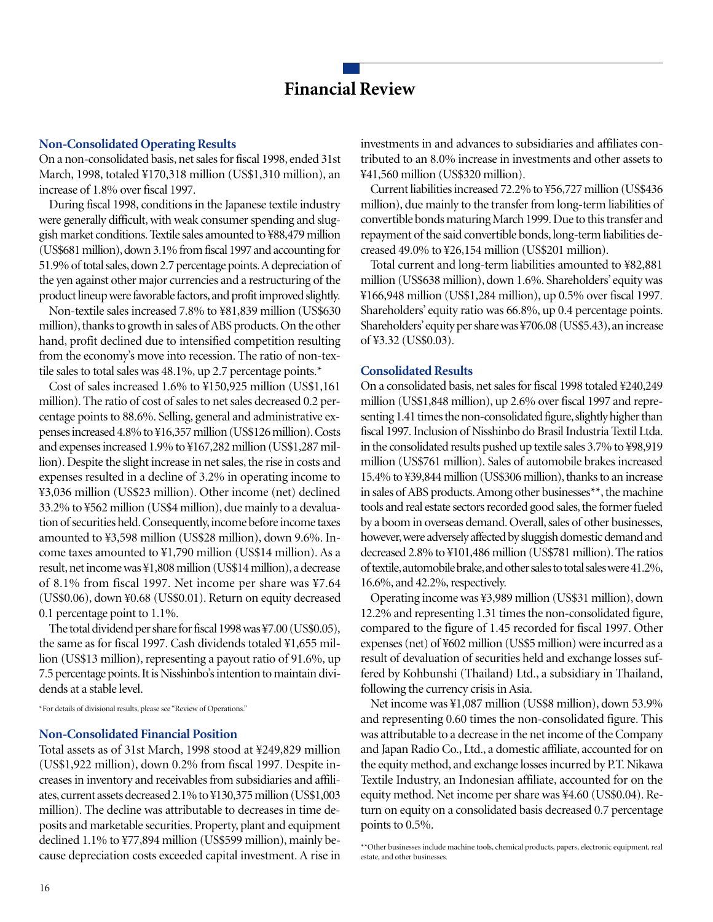# Financial Review

## Non-Consolidated Operating Results

On a non-consolidated basis, net sales for fiscal 1998, ended 31st March, 1998, totaled ¥170,318 million (US$1,310 million), an increase of 1.8% over fiscal 1997.

During fiscal 1998, conditions in the Japanese textile industry were generally difficult, with weak consumer spending and sluggish market conditions. Textile sales amounted to ¥88,479 million (US$681 million), down 3.1% from fiscal 1997 and accounting for 51.9% of total sales, down 2.7 percentage points. A depreciation of the yen against other major currencies and a restructuring of the product lineup were favorable factors, and profit improved slightly.

Non-textile sales increased 7.8% to ¥81,839 million (US$630 million), thanks to growth in sales of ABS products. On the other hand, profit declined due to intensified competition resulting from the economy's move into recession. The ratio of non-textile sales to total sales was 48.1%, up 2.7 percentage points.*

Cost of sales increased 1.6% to ¥150,925 million (US$1,161 million). The ratio of cost of sales to net sales decreased 0.2 percentage points to 88.6%. Selling, general and administrative expenses increased 4.8% to ¥16,357 million (US$126 million). Costs and expenses increased 1.9% to ¥167,282 million (US$1,287 million). Despite the slight increase in net sales, the rise in costs and expenses resulted in a decline of 3.2% in operating income to ¥3,036 million (US$23 million). Other income (net) declined 33.2% to ¥562 million (US$4 million), due mainly to a devaluation of securities held. Consequently, income before income taxes amounted to ¥3,598 million (US$28 million), down 9.6%. Income taxes amounted to ¥1,790 million (US$14 million). As a result, net income was ¥1,808 million (US$14 million), a decrease of 8.1% from fiscal 1997. Net income per share was ¥7.64 (US$0.06), down ¥0.68 (US$0.01). Return on equity decreased 0.1 percentage point to 1.1%.

The total dividend per share for fiscal 1998 was ¥7.00 (US$0.05), the same as for fiscal 1997. Cash dividends totaled ¥1,655 million (US$13 million), representing a payout ratio of 91.6%, up 7.5 percentage points. It is Nisshinbo's intention to maintain dividends at a stable level.

*For details of divisional results, please see "Review of Operations."

## Non-Consolidated Financial Position

Total assets as of 31st March, 1998 stood at ¥249,829 million (US$1,922 million), down 0.2% from fiscal 1997. Despite increases in inventory and receivables from subsidiaries and affiliates, current assets decreased 2.1% to ¥130,375 million (US$1,003 million). The decline was attributable to decreases in time deposits and marketable securities. Property, plant and equipment declined 1.1% to ¥77,894 million (US$599 million), mainly because depreciation costs exceeded capital investment. A rise in investments in and advances to subsidiaries and affiliates contributed to an 8.0% increase in investments and other assets to ¥41,560 million (US$320 million).

Current liabilities increased 72.2% to ¥56,727 million (US$436 million), due mainly to the transfer from long-term liabilities of convertible bonds maturing March 1999. Due to this transfer and repayment of the said convertible bonds, long-term liabilities decreased 49.0% to ¥26,154 million (US$201 million).

Total current and long-term liabilities amounted to ¥82,881 million (US$638 million), down 1.6%. Shareholders' equity was ¥166,948 million (US$1,284 million), up 0.5% over fiscal 1997. Shareholders' equity ratio was 66.8%, up 0.4 percentage points. Shareholders' equity per share was ¥706.08 (US$5.43), an increase of ¥3.32 (US$0.03).

## Consolidated Results

On a consolidated basis, net sales for fiscal 1998 totaled ¥240,249 million (US$1,848 million), up 2.6% over fiscal 1997 and representing 1.41 times the non-consolidated figure, slightly higher than fiscal 1997. Inclusion of Nisshinbo do Brasil Industria Textil Ltda. in the consolidated results pushed up textile sales 3.7% to ¥98,919 million (US$761 million). Sales of automobile brakes increased 15.4% to ¥39,844 million (US$306 million), thanks to an increase in sales of ABS products. Among other businesses**, the machine tools and real estate sectors recorded good sales, the former fueled by a boom in overseas demand. Overall, sales of other businesses, however, were adversely affected by sluggish domestic demand and decreased 2.8% to ¥101,486 million (US$781 million). The ratios of textile, automobile brake, and other sales to total sales were 41.2%, 16.6%, and 42.2%, respectively.

Operating income was ¥3,989 million (US$31 million), down 12.2% and representing 1.31 times the non-consolidated figure, compared to the figure of 1.45 recorded for fiscal 1997. Other expenses (net) of ¥602 million (US$5 million) were incurred as a result of devaluation of securities held and exchange losses suffered by Kohbunshi (Thailand) Ltd., a subsidiary in Thailand, following the currency crisis in Asia.

Net income was ¥1,087 million (US$8 million), down 53.9% and representing 0.60 times the non-consolidated figure. This was attributable to a decrease in the net income of the Company and Japan Radio Co., Ltd., a domestic affiliate, accounted for on the equity method, and exchange losses incurred by P.T. Nikawa Textile Industry, an Indonesian affiliate, accounted for on the equity method. Net income per share was ¥4.60 (US$0.04). Return on equity on a consolidated basis decreased 0.7 percentage points to 0.5%.

**Other businesses include machine tools, chemical products, papers, electronic equipment, real estate, and other businesses.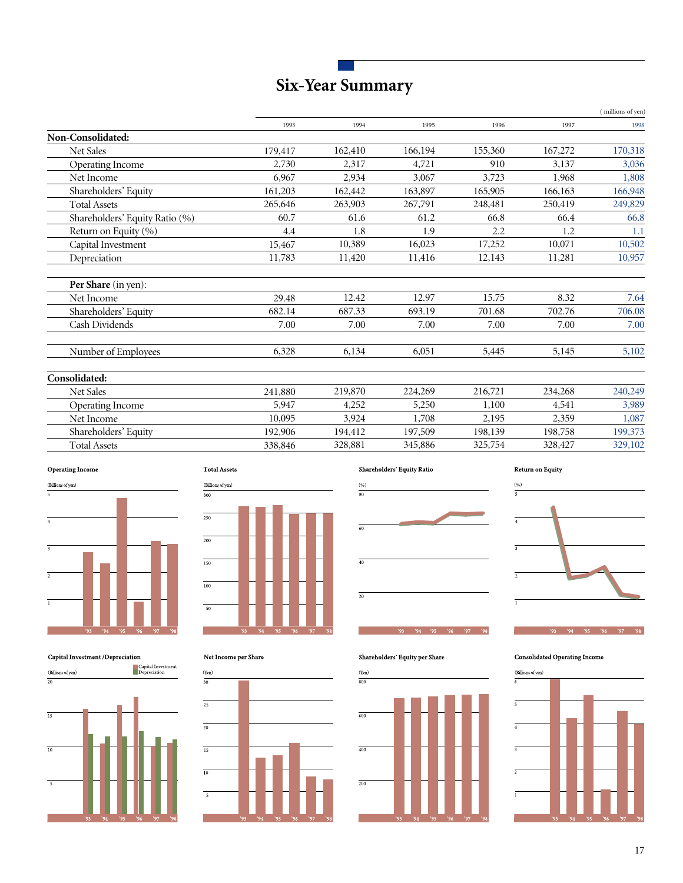# Six-Year Summary

( millions of yen)

| | 1993 | 1994 | 1995 | 1996 | 1997 | 1998 |
|---|---|---|---|---|---|---|
| **Non-Consolidated:** | | | | | | |
| Net Sales | 179,417 | 162,410 | 166,194 | 155,360 | 167,272 | 170,318 |
| Operating Income | 2,730 | 2,317 | 4,721 | 910 | 3,137 | 3,036 |
| Net Income | 6,967 | 2,934 | 3,067 | 3,723 | 1,968 | 1,808 |
| Shareholders' Equity | 161,203 | 162,442 | 163,897 | 165,905 | 166,163 | 166,948 |
| Total Assets | 265,646 | 263,903 | 267,791 | 248,481 | 250,419 | 249,829 |
| Shareholders' Equity Ratio (%) | 60.7 | 61.6 | 61.2 | 66.8 | 66.4 | 66.8 |
| Return on Equity (%) | 4.4 | 1.8 | 1.9 | 2.2 | 1.2 | 1.1 |
| Capital Investment | 15,467 | 10,389 | 16,023 | 17,252 | 10,071 | 10,502 |
| Depreciation | 11,783 | 11,420 | 11,416 | 12,143 | 11,281 | 10,957 |
| **Per Share** (in yen): | | | | | | |
| Net Income | 29.48 | 12.42 | 12.97 | 15.75 | 8.32 | 7.64 |
| Shareholders' Equity | 682.14 | 687.33 | 693.19 | 701.68 | 702.76 | 706.08 |
| Cash Dividends | 7.00 | 7.00 | 7.00 | 7.00 | 7.00 | 7.00 |
| Number of Employees | 6,328 | 6,134 | 6,051 | 5,445 | 5,145 | 5,102 |
| **Consolidated:** | | | | | | |
| Net Sales | 241,880 | 219,870 | 224,269 | 216,721 | 234,268 | 240,249 |
| Operating Income | 5,947 | 4,252 | 5,250 | 1,100 | 4,541 | 3,989 |
| Net Income | 10,095 | 3,924 | 1,708 | 2,195 | 2,359 | 1,087 |
| Shareholders' Equity | 192,906 | 194,412 | 197,509 | 198,139 | 198,758 | 199,373 |
| Total Assets | 338,846 | 328,881 | 345,886 | 325,754 | 328,427 | 329,102 |

**Operating Income** (Billions of yen)

**Total Assets** (Billions of yen)

**Shareholders' Equity Ratio** (%)

**Return on Equity** (%)

**Capital Investment /Depreciation** (Billions of yen) — Capital Investment, Depreciation

**Net Income per Share** (Yen)

**Shareholders' Equity per Share** (Yen)

**Consolidated Operating Income** (Billions of yen)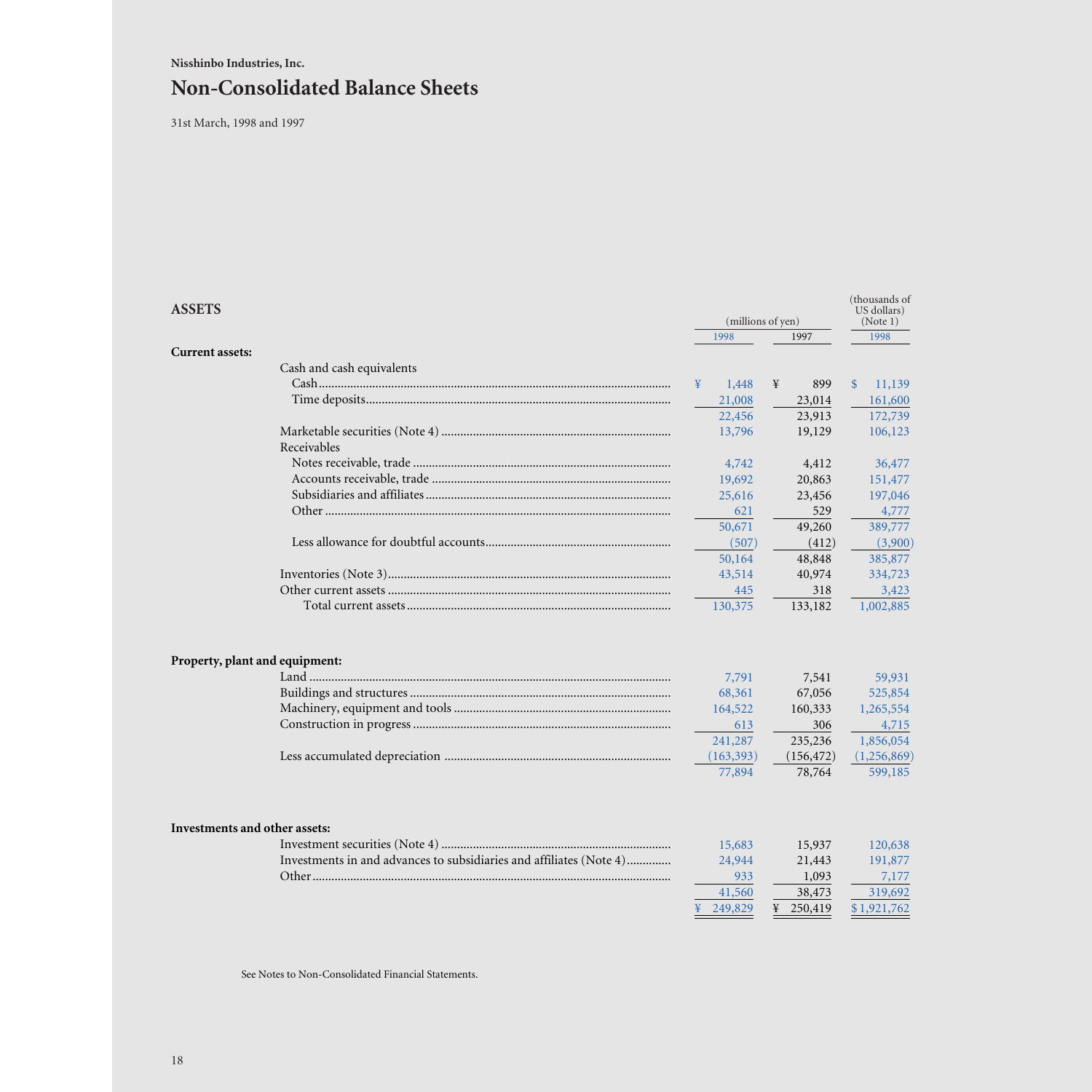Nisshinbo Industries, Inc.

# Non-Consolidated Balance Sheets

31st March, 1998 and 1997

## ASSETS

| | (millions of yen) 1998 | 1997 | (thousands of US dollars) (Note 1) 1998 |
|---|---|---|---|
| **Current assets:** | | | |
| Cash and cash equivalents | | | |
| Cash | ¥ 1,448 | ¥ 899 | $ 11,139 |
| Time deposits | 21,008 | 23,014 | 161,600 |
| | 22,456 | 23,913 | 172,739 |
| Marketable securities (Note 4) | 13,796 | 19,129 | 106,123 |
| Receivables | | | |
| Notes receivable, trade | 4,742 | 4,412 | 36,477 |
| Accounts receivable, trade | 19,692 | 20,863 | 151,477 |
| Subsidiaries and affiliates | 25,616 | 23,456 | 197,046 |
| Other | 621 | 529 | 4,777 |
| | 50,671 | 49,260 | 389,777 |
| Less allowance for doubtful accounts | (507) | (412) | (3,900) |
| | 50,164 | 48,848 | 385,877 |
| Inventories (Note 3) | 43,514 | 40,974 | 334,723 |
| Other current assets | 445 | 318 | 3,423 |
| Total current assets | 130,375 | 133,182 | 1,002,885 |
| **Property, plant and equipment:** | | | |
| Land | 7,791 | 7,541 | 59,931 |
| Buildings and structures | 68,361 | 67,056 | 525,854 |
| Machinery, equipment and tools | 164,522 | 160,333 | 1,265,554 |
| Construction in progress | 613 | 306 | 4,715 |
| | 241,287 | 235,236 | 1,856,054 |
| Less accumulated depreciation | (163,393) | (156,472) | (1,256,869) |
| | 77,894 | 78,764 | 599,185 |
| **Investments and other assets:** | | | |
| Investment securities (Note 4) | 15,683 | 15,937 | 120,638 |
| Investments in and advances to subsidiaries and affiliates (Note 4) | 24,944 | 21,443 | 191,877 |
| Other | 933 | 1,093 | 7,177 |
| | 41,560 | 38,473 | 319,692 |
| | ¥ 249,829 | ¥ 250,419 | $ 1,921,762 |

See Notes to Non-Consolidated Financial Statements.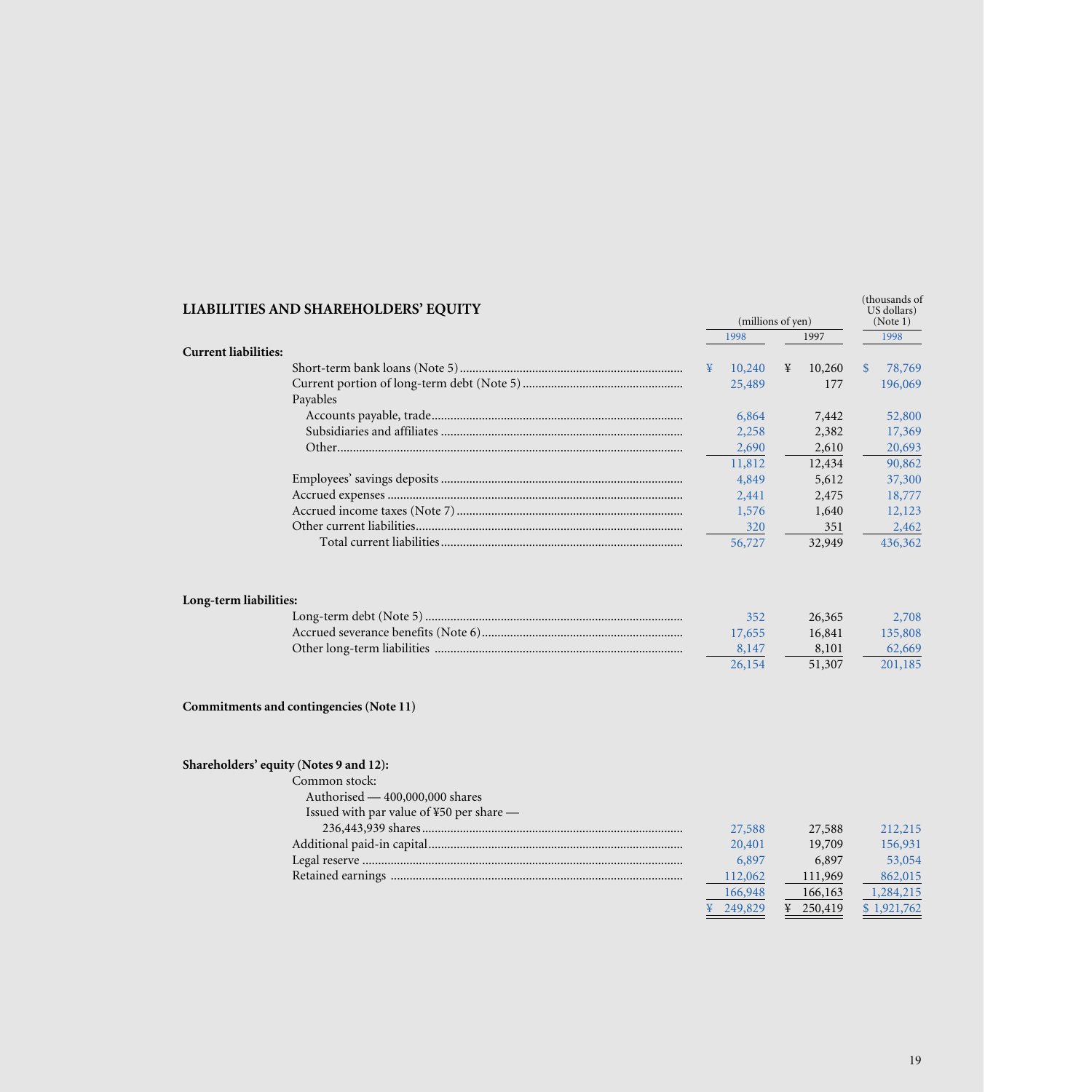## LIABILITIES AND SHAREHOLDERS' EQUITY

| | (millions of yen) | | (thousands of US dollars) (Note 1) |
|---|---|---|---|
| | 1998 | 1997 | 1998 |
| **Current liabilities:** | | | |
| Short-term bank loans (Note 5) | ¥ 10,240 | ¥ 10,260 | $ 78,769 |
| Current portion of long-term debt (Note 5) | 25,489 | 177 | 196,069 |
| Payables | | | |
| Accounts payable, trade | 6,864 | 7,442 | 52,800 |
| Subsidiaries and affiliates | 2,258 | 2,382 | 17,369 |
| Other | 2,690 | 2,610 | 20,693 |
| | 11,812 | 12,434 | 90,862 |
| Employees' savings deposits | 4,849 | 5,612 | 37,300 |
| Accrued expenses | 2,441 | 2,475 | 18,777 |
| Accrued income taxes (Note 7) | 1,576 | 1,640 | 12,123 |
| Other current liabilities | 320 | 351 | 2,462 |
| Total current liabilities | 56,727 | 32,949 | 436,362 |
| **Long-term liabilities:** | | | |
| Long-term debt (Note 5) | 352 | 26,365 | 2,708 |
| Accrued severance benefits (Note 6) | 17,655 | 16,841 | 135,808 |
| Other long-term liabilities | 8,147 | 8,101 | 62,669 |
| | 26,154 | 51,307 | 201,185 |
| **Commitments and contingencies (Note 11)** | | | |
| **Shareholders' equity (Notes 9 and 12):** | | | |
| Common stock: | | | |
| Authorised — 400,000,000 shares | | | |
| Issued with par value of ¥50 per share — 236,443,939 shares | 27,588 | 27,588 | 212,215 |
| Additional paid-in capital | 20,401 | 19,709 | 156,931 |
| Legal reserve | 6,897 | 6,897 | 53,054 |
| Retained earnings | 112,062 | 111,969 | 862,015 |
| | 166,948 | 166,163 | 1,284,215 |
| | ¥ 249,829 | ¥ 250,419 | $ 1,921,762 |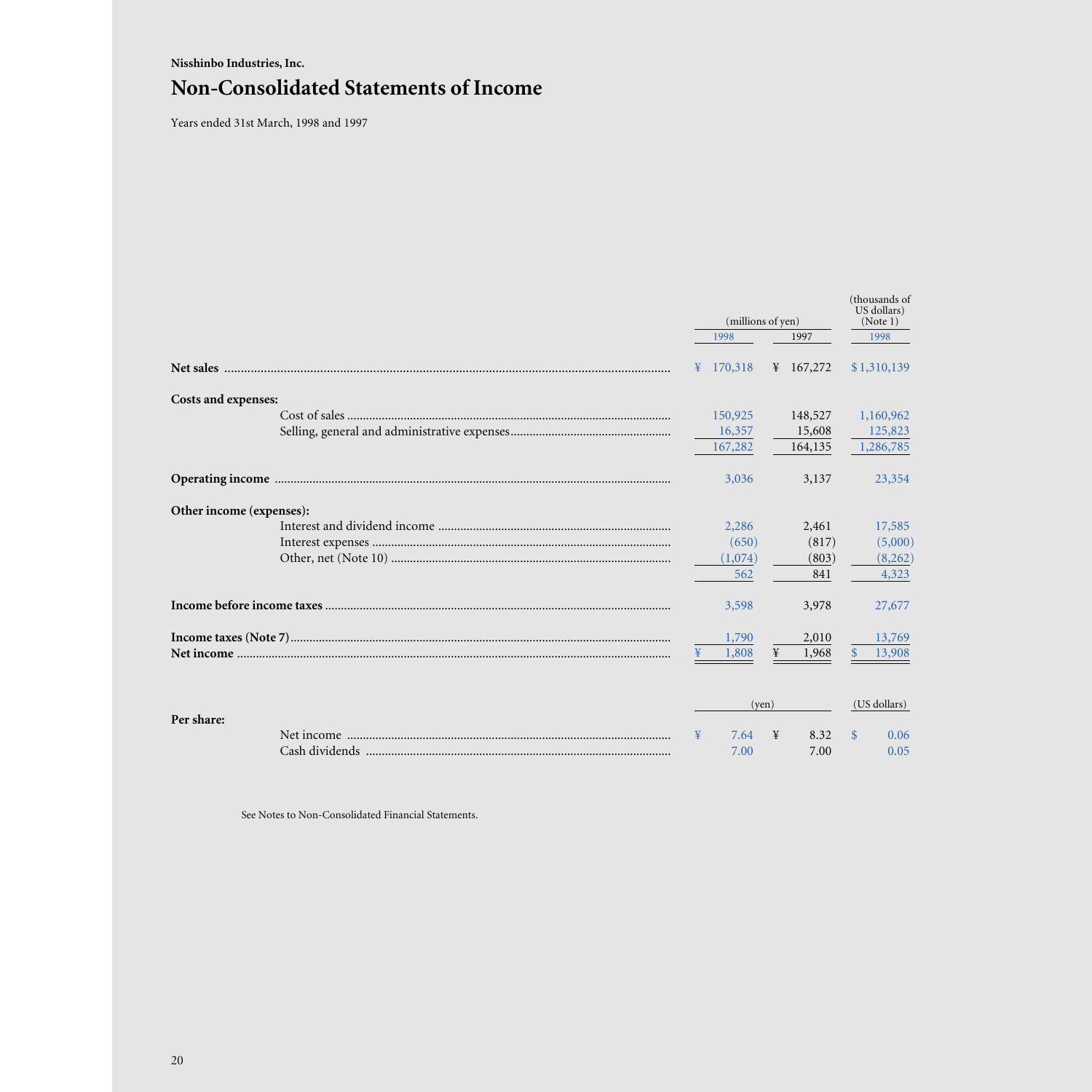Nisshinbo Industries, Inc.

# Non-Consolidated Statements of Income

Years ended 31st March, 1998 and 1997

| | (millions of yen) | | (thousands of US dollars) (Note 1) |
|---|---|---|---|
| | 1998 | 1997 | 1998 |
| **Net sales** | ¥ 170,318 | ¥ 167,272 | $ 1,310,139 |
| **Costs and expenses:** | | | |
| Cost of sales | 150,925 | 148,527 | 1,160,962 |
| Selling, general and administrative expenses | 16,357 | 15,608 | 125,823 |
| | 167,282 | 164,135 | 1,286,785 |
| **Operating income** | 3,036 | 3,137 | 23,354 |
| **Other income (expenses):** | | | |
| Interest and dividend income | 2,286 | 2,461 | 17,585 |
| Interest expenses | (650) | (817) | (5,000) |
| Other, net (Note 10) | (1,074) | (803) | (8,262) |
| | 562 | 841 | 4,323 |
| **Income before income taxes** | 3,598 | 3,978 | 27,677 |
| **Income taxes (Note 7)** | 1,790 | 2,010 | 13,769 |
| **Net income** | ¥ 1,808 | ¥ 1,968 | $ 13,908 |

| | (yen) | | (US dollars) |
|---|---|---|---|
| **Per share:** | | | |
| Net income | ¥ 7.64 | ¥ 8.32 | $ 0.06 |
| Cash dividends | 7.00 | 7.00 | 0.05 |

See Notes to Non-Consolidated Financial Statements.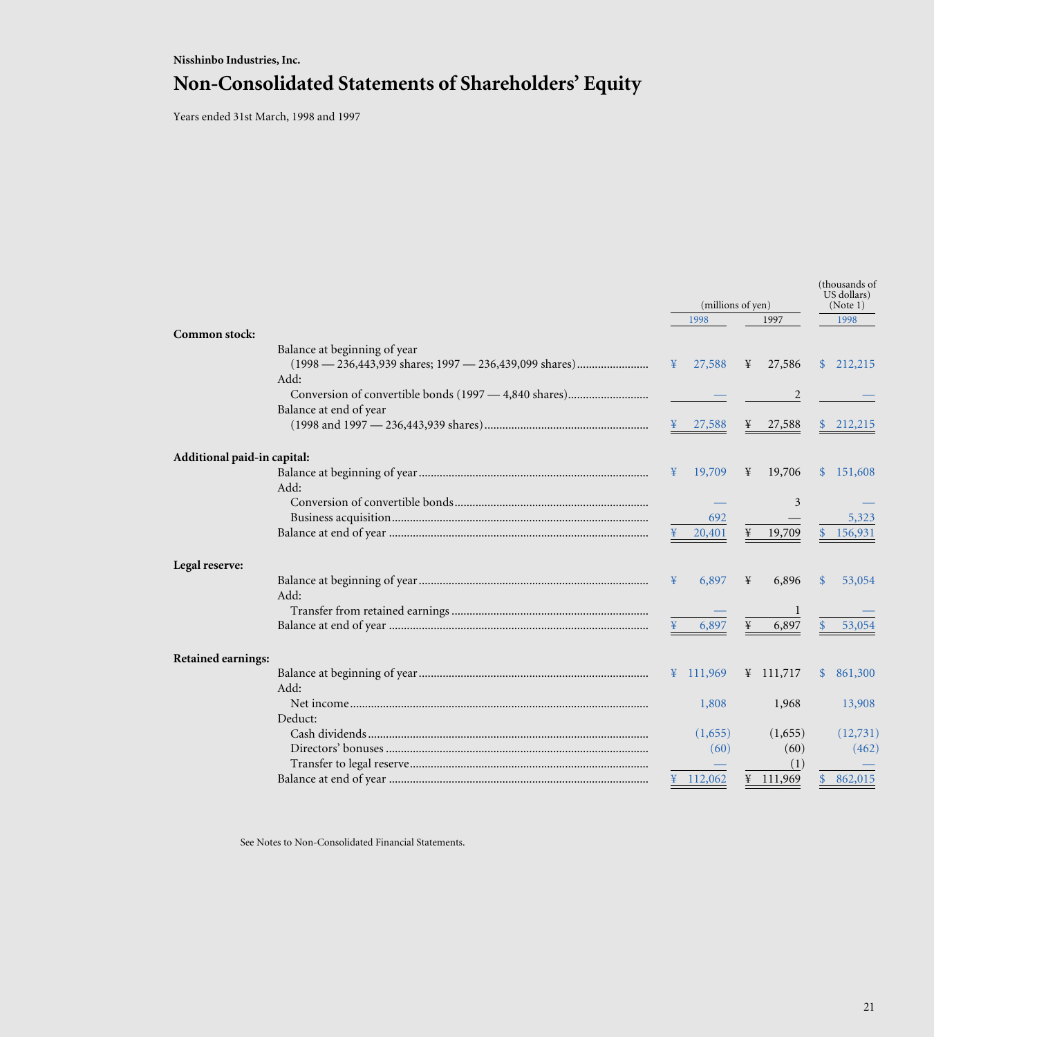Nisshinbo Industries, Inc.

# Non-Consolidated Statements of Shareholders' Equity

Years ended 31st March, 1998 and 1997

| | | (millions of yen) | | (thousands of US dollars) (Note 1) |
|---|---|---|---|---|
| | | 1998 | 1997 | 1998 |
| **Common stock:** | | | | |
| | Balance at beginning of year (1998 — 236,443,939 shares; 1997 — 236,439,099 shares) | ¥ 27,588 | ¥ 27,586 | $ 212,215 |
| | Add: | | | |
| | Conversion of convertible bonds (1997 — 4,840 shares) | — | 2 | — |
| | Balance at end of year (1998 and 1997 — 236,443,939 shares) | ¥ 27,588 | ¥ 27,588 | $ 212,215 |
| **Additional paid-in capital:** | | | | |
| | Balance at beginning of year | ¥ 19,709 | ¥ 19,706 | $ 151,608 |
| | Add: | | | |
| | Conversion of convertible bonds | — | 3 | — |
| | Business acquisition | 692 | — | 5,323 |
| | Balance at end of year | ¥ 20,401 | ¥ 19,709 | $ 156,931 |
| **Legal reserve:** | | | | |
| | Balance at beginning of year | ¥ 6,897 | ¥ 6,896 | $ 53,054 |
| | Add: | | | |
| | Transfer from retained earnings | — | 1 | — |
| | Balance at end of year | ¥ 6,897 | ¥ 6,897 | $ 53,054 |
| **Retained earnings:** | | | | |
| | Balance at beginning of year | ¥ 111,969 | ¥ 111,717 | $ 861,300 |
| | Add: | | | |
| | Net income | 1,808 | 1,968 | 13,908 |
| | Deduct: | | | |
| | Cash dividends | (1,655) | (1,655) | (12,731) |
| | Directors' bonuses | (60) | (60) | (462) |
| | Transfer to legal reserve | — | (1) | — |
| | Balance at end of year | ¥ 112,062 | ¥ 111,969 | $ 862,015 |

See Notes to Non-Consolidated Financial Statements.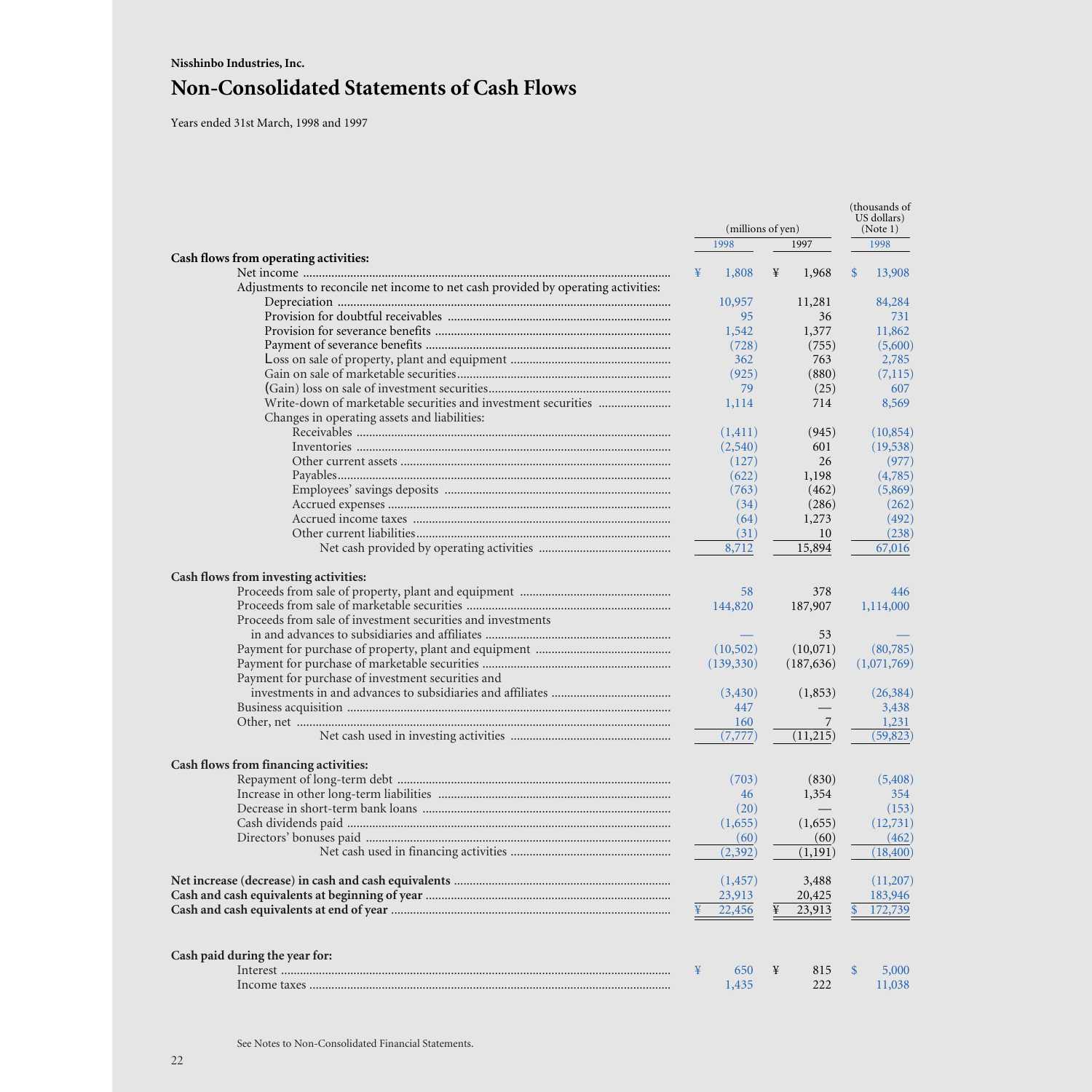Nisshinbo Industries, Inc.

# Non-Consolidated Statements of Cash Flows

Years ended 31st March, 1998 and 1997

| | (millions of yen) | | (thousands of US dollars) (Note 1) |
|---|---|---|---|
| | 1998 | 1997 | 1998 |
| **Cash flows from operating activities:** | | | |
| Net income | ¥ 1,808 | ¥ 1,968 | $ 13,908 |
| Adjustments to reconcile net income to net cash provided by operating activities: | | | |
| Depreciation | 10,957 | 11,281 | 84,284 |
| Provision for doubtful receivables | 95 | 36 | 731 |
| Provision for severance benefits | 1,542 | 1,377 | 11,862 |
| Payment of severance benefits | (728) | (755) | (5,600) |
| Loss on sale of property, plant and equipment | 362 | 763 | 2,785 |
| Gain on sale of marketable securities | (925) | (880) | (7,115) |
| (Gain) loss on sale of investment securities | 79 | (25) | 607 |
| Write-down of marketable securities and investment securities | 1,114 | 714 | 8,569 |
| Changes in operating assets and liabilities: | | | |
| Receivables | (1,411) | (945) | (10,854) |
| Inventories | (2,540) | 601 | (19,538) |
| Other current assets | (127) | 26 | (977) |
| Payables | (622) | 1,198 | (4,785) |
| Employees' savings deposits | (763) | (462) | (5,869) |
| Accrued expenses | (34) | (286) | (262) |
| Accrued income taxes | (64) | 1,273 | (492) |
| Other current liabilities | (31) | 10 | (238) |
| Net cash provided by operating activities | 8,712 | 15,894 | 67,016 |
| **Cash flows from investing activities:** | | | |
| Proceeds from sale of property, plant and equipment | 58 | 378 | 446 |
| Proceeds from sale of marketable securities | 144,820 | 187,907 | 1,114,000 |
| Proceeds from sale of investment securities and investments in and advances to subsidiaries and affiliates | — | 53 | — |
| Payment for purchase of property, plant and equipment | (10,502) | (10,071) | (80,785) |
| Payment for purchase of marketable securities | (139,330) | (187,636) | (1,071,769) |
| Payment for purchase of investment securities and investments in and advances to subsidiaries and affiliates | (3,430) | (1,853) | (26,384) |
| Business acquisition | 447 | — | 3,438 |
| Other, net | 160 | 7 | 1,231 |
| Net cash used in investing activities | (7,777) | (11,215) | (59,823) |
| **Cash flows from financing activities:** | | | |
| Repayment of long-term debt | (703) | (830) | (5,408) |
| Increase in other long-term liabilities | 46 | 1,354 | 354 |
| Decrease in short-term bank loans | (20) | — | (153) |
| Cash dividends paid | (1,655) | (1,655) | (12,731) |
| Directors' bonuses paid | (60) | (60) | (462) |
| Net cash used in financing activities | (2,392) | (1,191) | (18,400) |
| **Net increase (decrease) in cash and cash equivalents** | (1,457) | 3,488 | (11,207) |
| **Cash and cash equivalents at beginning of year** | 23,913 | 20,425 | 183,946 |
| **Cash and cash equivalents at end of year** | ¥ 22,456 | ¥ 23,913 | $ 172,739 |
| **Cash paid during the year for:** | | | |
| Interest | ¥ 650 | ¥ 815 | $ 5,000 |
| Income taxes | 1,435 | 222 | 11,038 |

See Notes to Non-Consolidated Financial Statements.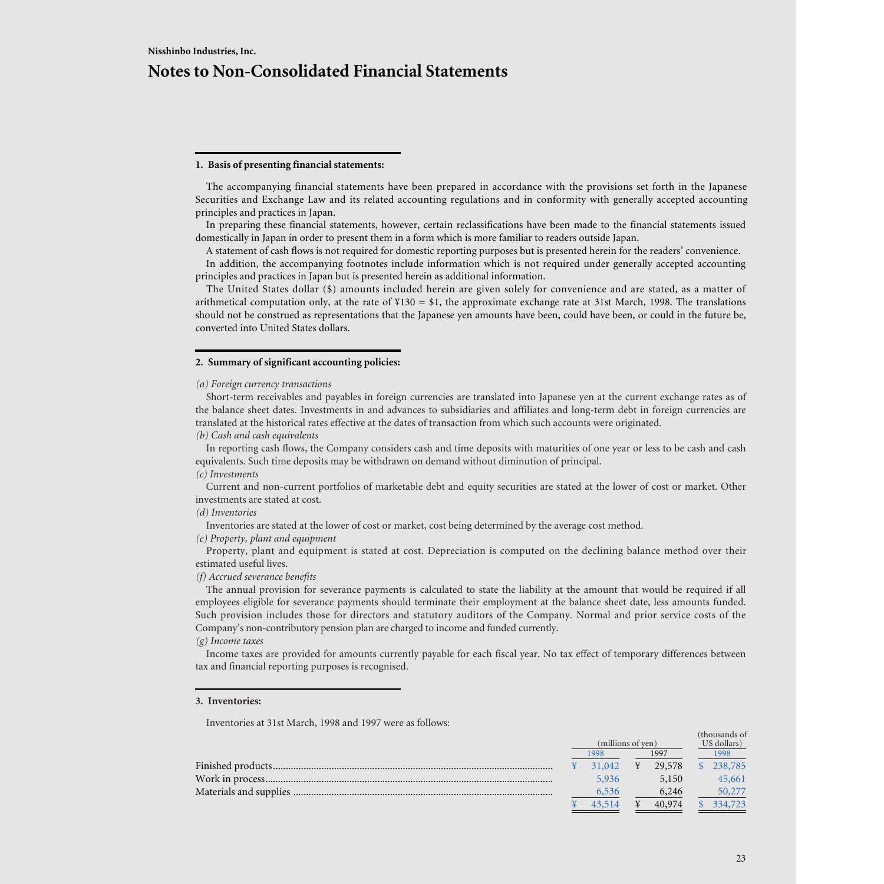Nisshinbo Industries, Inc.

# Notes to Non-Consolidated Financial Statements

### 1. Basis of presenting financial statements:

The accompanying financial statements have been prepared in accordance with the provisions set forth in the Japanese Securities and Exchange Law and its related accounting regulations and in conformity with generally accepted accounting principles and practices in Japan.

In preparing these financial statements, however, certain reclassifications have been made to the financial statements issued domestically in Japan in order to present them in a form which is more familiar to readers outside Japan.

A statement of cash flows is not required for domestic reporting purposes but is presented herein for the readers' convenience.

In addition, the accompanying footnotes include information which is not required under generally accepted accounting principles and practices in Japan but is presented herein as additional information.

The United States dollar ($) amounts included herein are given solely for convenience and are stated, as a matter of arithmetical computation only, at the rate of ¥130 = $1, the approximate exchange rate at 31st March, 1998. The translations should not be construed as representations that the Japanese yen amounts have been, could have been, or could in the future be, converted into United States dollars.

### 2. Summary of significant accounting policies:

*(a) Foreign currency transactions*

Short-term receivables and payables in foreign currencies are translated into Japanese yen at the current exchange rates as of the balance sheet dates. Investments in and advances to subsidiaries and affiliates and long-term debt in foreign currencies are translated at the historical rates effective at the dates of transaction from which such accounts were originated.

*(b) Cash and cash equivalents*

In reporting cash flows, the Company considers cash and time deposits with maturities of one year or less to be cash and cash equivalents. Such time deposits may be withdrawn on demand without diminution of principal.

*(c) Investments*

Current and non-current portfolios of marketable debt and equity securities are stated at the lower of cost or market. Other investments are stated at cost.

*(d) Inventories*

Inventories are stated at the lower of cost or market, cost being determined by the average cost method.

*(e) Property, plant and equipment*

Property, plant and equipment is stated at cost. Depreciation is computed on the declining balance method over their estimated useful lives.

*(f) Accrued severance benefits*

The annual provision for severance payments is calculated to state the liability at the amount that would be required if all employees eligible for severance payments should terminate their employment at the balance sheet date, less amounts funded. Such provision includes those for directors and statutory auditors of the Company. Normal and prior service costs of the Company's non-contributory pension plan are charged to income and funded currently.

*(g) Income taxes*

Income taxes are provided for amounts currently payable for each fiscal year. No tax effect of temporary differences between tax and financial reporting purposes is recognised.

### 3. Inventories:

Inventories at 31st March, 1998 and 1997 were as follows:

| | (millions of yen) | | (thousands of US dollars) |
|---|---|---|---|
| | 1998 | 1997 | 1998 |
| Finished products | ¥ 31,042 | ¥ 29,578 | $ 238,785 |
| Work in process | 5,936 | 5,150 | 45,661 |
| Materials and supplies | 6,536 | 6,246 | 50,277 |
| | ¥ 43,514 | ¥ 40,974 | $ 334,723 |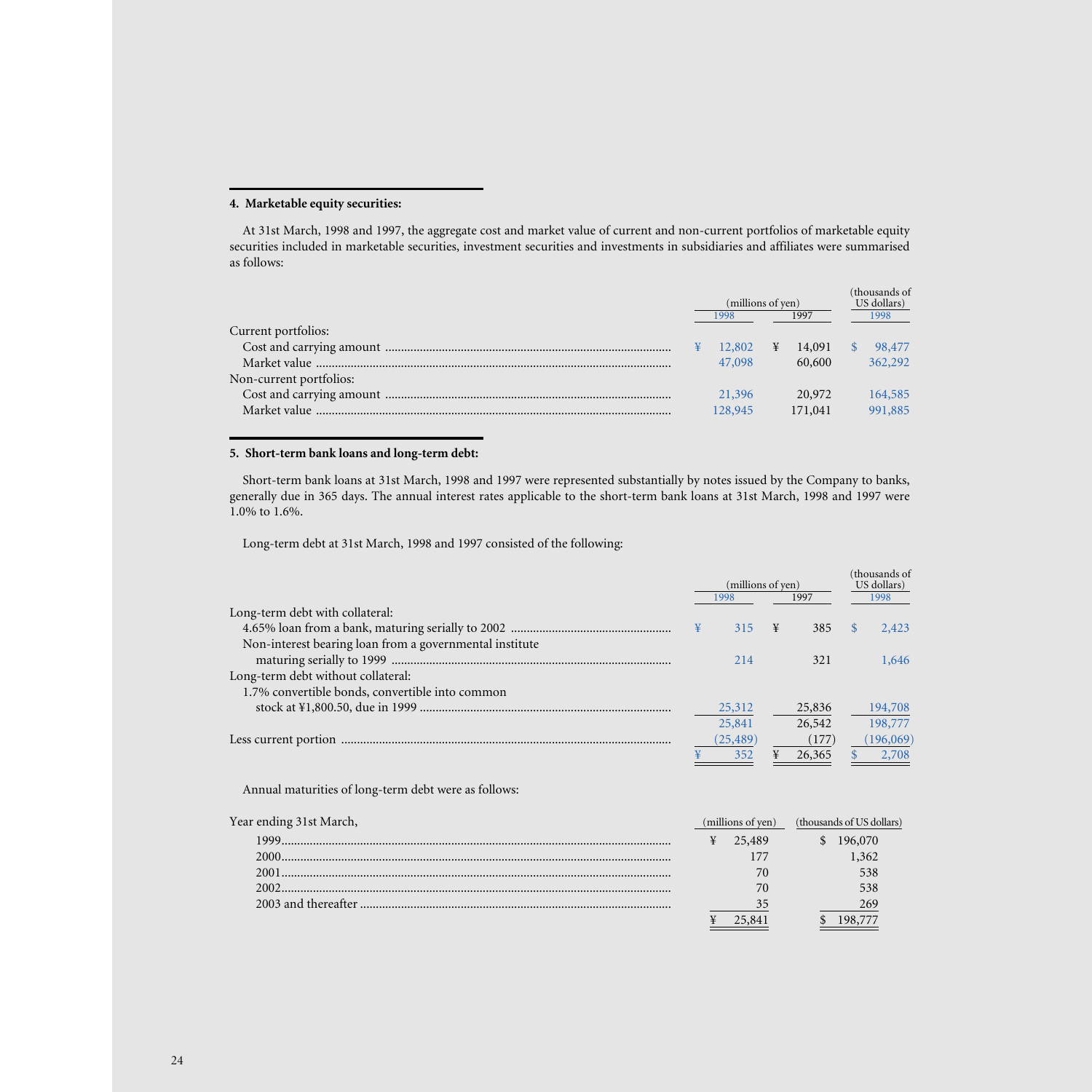#### 4. Marketable equity securities:

At 31st March, 1998 and 1997, the aggregate cost and market value of current and non-current portfolios of marketable equity securities included in marketable securities, investment securities and investments in subsidiaries and affiliates were summarised as follows:

| | (millions of yen) | | (thousands of US dollars) |
|---|---|---|---|
| | 1998 | 1997 | 1998 |
| Current portfolios: | | | |
| Cost and carrying amount | ¥ 12,802 | ¥ 14,091 | $ 98,477 |
| Market value | 47,098 | 60,600 | 362,292 |
| Non-current portfolios: | | | |
| Cost and carrying amount | 21,396 | 20,972 | 164,585 |
| Market value | 128,945 | 171,041 | 991,885 |

#### 5. Short-term bank loans and long-term debt:

Short-term bank loans at 31st March, 1998 and 1997 were represented substantially by notes issued by the Company to banks, generally due in 365 days. The annual interest rates applicable to the short-term bank loans at 31st March, 1998 and 1997 were 1.0% to 1.6%.

Long-term debt at 31st March, 1998 and 1997 consisted of the following:

| | (millions of yen) | | (thousands of US dollars) |
|---|---|---|---|
| | 1998 | 1997 | 1998 |
| Long-term debt with collateral: | | | |
| 4.65% loan from a bank, maturing serially to 2002 | ¥ 315 | ¥ 385 | $ 2,423 |
| Non-interest bearing loan from a governmental institute maturing serially to 1999 | 214 | 321 | 1,646 |
| Long-term debt without collateral: | | | |
| 1.7% convertible bonds, convertible into common stock at ¥1,800.50, due in 1999 | 25,312 | 25,836 | 194,708 |
| | 25,841 | 26,542 | 198,777 |
| Less current portion | (25,489) | (177) | (196,069) |
| | ¥ 352 | ¥ 26,365 | $ 2,708 |

Annual maturities of long-term debt were as follows:

| Year ending 31st March, | (millions of yen) | (thousands of US dollars) |
|---|---|---|
| 1999 | ¥ 25,489 | $ 196,070 |
| 2000 | 177 | 1,362 |
| 2001 | 70 | 538 |
| 2002 | 70 | 538 |
| 2003 and thereafter | 35 | 269 |
| | ¥ 25,841 | $ 198,777 |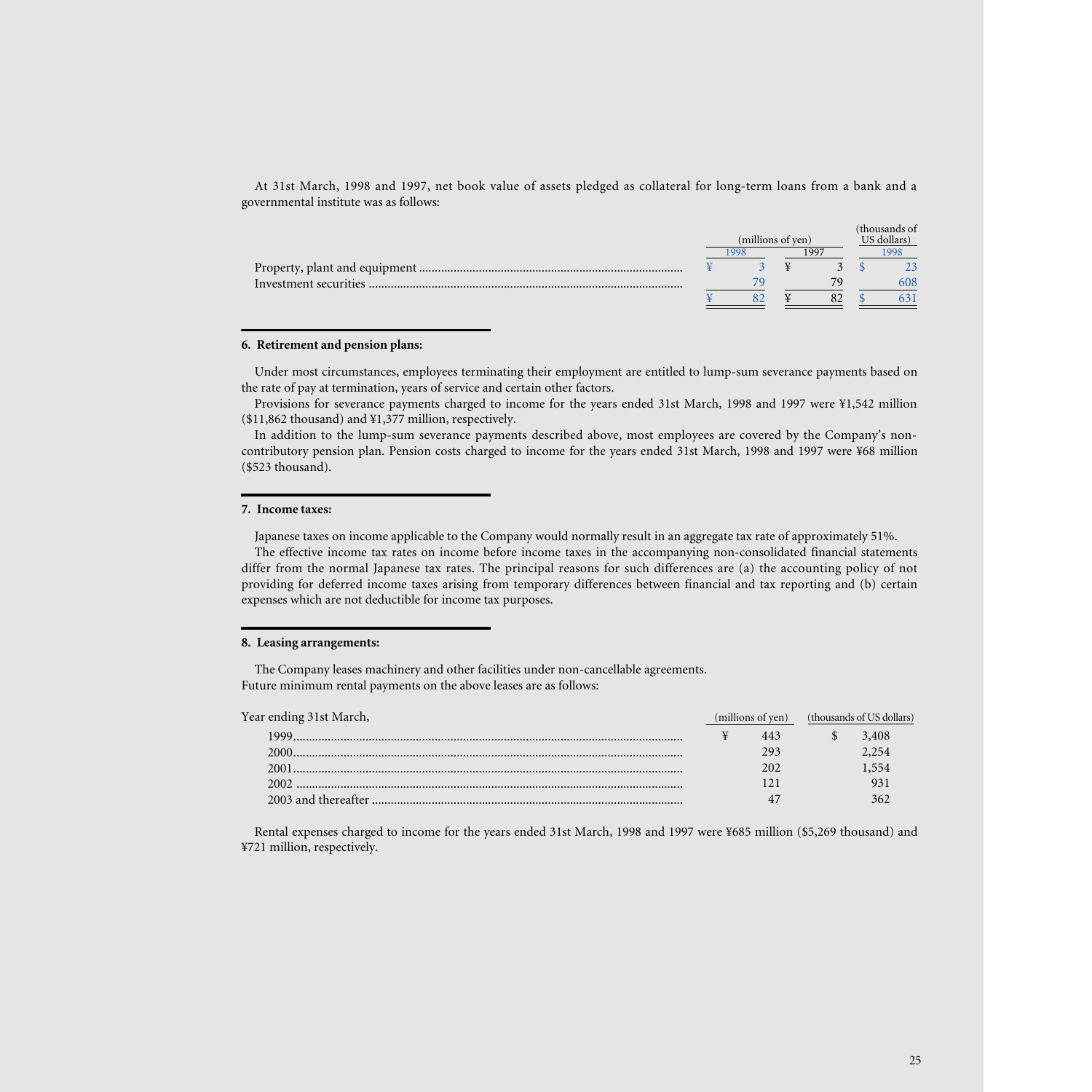At 31st March, 1998 and 1997, net book value of assets pledged as collateral for long-term loans from a bank and a governmental institute was as follows:

| | (millions of yen) | | (thousands of US dollars) |
|---|---|---|---|
| | 1998 | 1997 | 1998 |
| Property, plant and equipment | ¥ 3 | ¥ 3 | $ 23 |
| Investment securities | 79 | 79 | 608 |
| | ¥ 82 | ¥ 82 | $ 631 |

## 6. Retirement and pension plans:

Under most circumstances, employees terminating their employment are entitled to lump-sum severance payments based on the rate of pay at termination, years of service and certain other factors.

Provisions for severance payments charged to income for the years ended 31st March, 1998 and 1997 were ¥1,542 million ($11,862 thousand) and ¥1,377 million, respectively.

In addition to the lump-sum severance payments described above, most employees are covered by the Company's non-contributory pension plan. Pension costs charged to income for the years ended 31st March, 1998 and 1997 were ¥68 million ($523 thousand).

## 7. Income taxes:

Japanese taxes on income applicable to the Company would normally result in an aggregate tax rate of approximately 51%.

The effective income tax rates on income before income taxes in the accompanying non-consolidated financial statements differ from the normal Japanese tax rates. The principal reasons for such differences are (a) the accounting policy of not providing for deferred income taxes arising from temporary differences between financial and tax reporting and (b) certain expenses which are not deductible for income tax purposes.

## 8. Leasing arrangements:

The Company leases machinery and other facilities under non-cancellable agreements.
Future minimum rental payments on the above leases are as follows:

| Year ending 31st March, | (millions of yen) | (thousands of US dollars) |
|---|---|---|
| 1999 | ¥ 443 | $ 3,408 |
| 2000 | 293 | 2,254 |
| 2001 | 202 | 1,554 |
| 2002 | 121 | 931 |
| 2003 and thereafter | 47 | 362 |

Rental expenses charged to income for the years ended 31st March, 1998 and 1997 were ¥685 million ($5,269 thousand) and ¥721 million, respectively.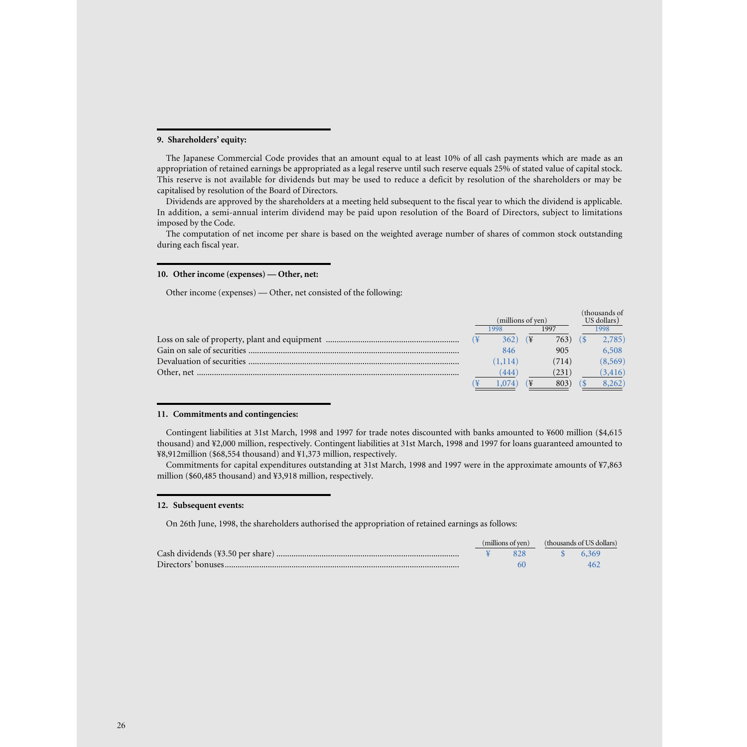### 9. Shareholders' equity:

The Japanese Commercial Code provides that an amount equal to at least 10% of all cash payments which are made as an appropriation of retained earnings be appropriated as a legal reserve until such reserve equals 25% of stated value of capital stock. This reserve is not available for dividends but may be used to reduce a deficit by resolution of the shareholders or may be capitalised by resolution of the Board of Directors.

Dividends are approved by the shareholders at a meeting held subsequent to the fiscal year to which the dividend is applicable. In addition, a semi-annual interim dividend may be paid upon resolution of the Board of Directors, subject to limitations imposed by the Code.

The computation of net income per share is based on the weighted average number of shares of common stock outstanding during each fiscal year.

### 10. Other income (expenses) — Other, net:

Other income (expenses) — Other, net consisted of the following:

| | (millions of yen) | | (thousands of US dollars) |
|---|---|---|---|
| | 1998 | 1997 | 1998 |
| Loss on sale of property, plant and equipment | (¥ 362) | (¥ 763) | ($ 2,785) |
| Gain on sale of securities | 846 | 905 | 6,508 |
| Devaluation of securities | (1,114) | (714) | (8,569) |
| Other, net | (444) | (231) | (3,416) |
| | (¥ 1,074) | (¥ 803) | ($ 8,262) |

### 11. Commitments and contingencies:

Contingent liabilities at 31st March, 1998 and 1997 for trade notes discounted with banks amounted to ¥600 million ($4,615 thousand) and ¥2,000 million, respectively. Contingent liabilities at 31st March, 1998 and 1997 for loans guaranteed amounted to ¥8,912million ($68,554 thousand) and ¥1,373 million, respectively.

Commitments for capital expenditures outstanding at 31st March, 1998 and 1997 were in the approximate amounts of ¥7,863 million ($60,485 thousand) and ¥3,918 million, respectively.

### 12. Subsequent events:

On 26th June, 1998, the shareholders authorised the appropriation of retained earnings as follows:

| | (millions of yen) | (thousands of US dollars) |
|---|---|---|
| Cash dividends (¥3.50 per share) | ¥ 828 | $ 6,369 |
| Directors' bonuses | 60 | 462 |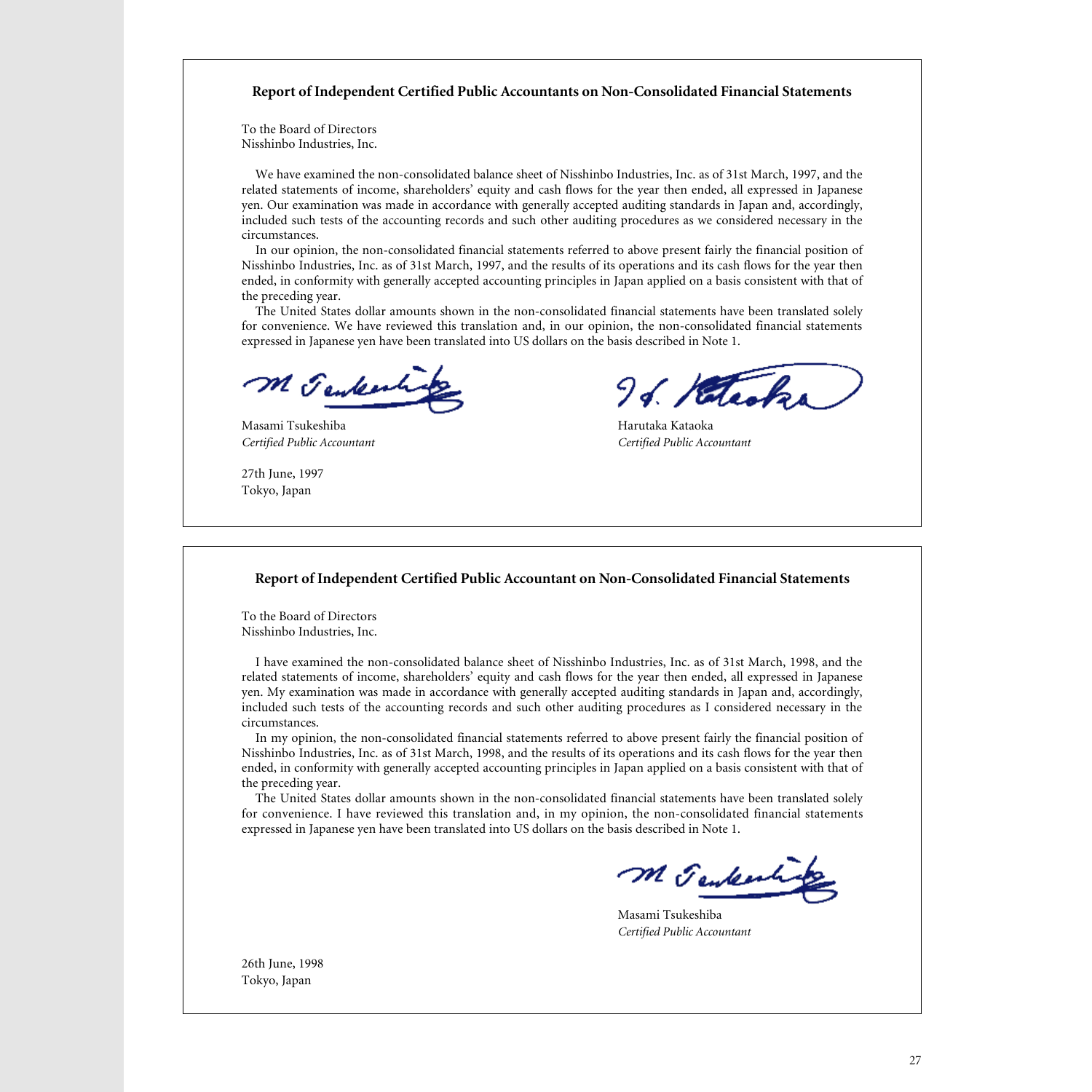## Report of Independent Certified Public Accountants on Non-Consolidated Financial Statements

To the Board of Directors
Nisshinbo Industries, Inc.

We have examined the non-consolidated balance sheet of Nisshinbo Industries, Inc. as of 31st March, 1997, and the related statements of income, shareholders' equity and cash flows for the year then ended, all expressed in Japanese yen. Our examination was made in accordance with generally accepted auditing standards in Japan and, accordingly, included such tests of the accounting records and such other auditing procedures as we considered necessary in the circumstances.

In our opinion, the non-consolidated financial statements referred to above present fairly the financial position of Nisshinbo Industries, Inc. as of 31st March, 1997, and the results of its operations and its cash flows for the year then ended, in conformity with generally accepted accounting principles in Japan applied on a basis consistent with that of the preceding year.

The United States dollar amounts shown in the non-consolidated financial statements have been translated solely for convenience. We have reviewed this translation and, in our opinion, the non-consolidated financial statements expressed in Japanese yen have been translated into US dollars on the basis described in Note 1.

Masami Tsukeshiba
*Certified Public Accountant*

Harutaka Kataoka
*Certified Public Accountant*

27th June, 1997
Tokyo, Japan

## Report of Independent Certified Public Accountant on Non-Consolidated Financial Statements

To the Board of Directors
Nisshinbo Industries, Inc.

I have examined the non-consolidated balance sheet of Nisshinbo Industries, Inc. as of 31st March, 1998, and the related statements of income, shareholders' equity and cash flows for the year then ended, all expressed in Japanese yen. My examination was made in accordance with generally accepted auditing standards in Japan and, accordingly, included such tests of the accounting records and such other auditing procedures as I considered necessary in the circumstances.

In my opinion, the non-consolidated financial statements referred to above present fairly the financial position of Nisshinbo Industries, Inc. as of 31st March, 1998, and the results of its operations and its cash flows for the year then ended, in conformity with generally accepted accounting principles in Japan applied on a basis consistent with that of the preceding year.

The United States dollar amounts shown in the non-consolidated financial statements have been translated solely for convenience. I have reviewed this translation and, in my opinion, the non-consolidated financial statements expressed in Japanese yen have been translated into US dollars on the basis described in Note 1.

Masami Tsukeshiba
*Certified Public Accountant*

26th June, 1998
Tokyo, Japan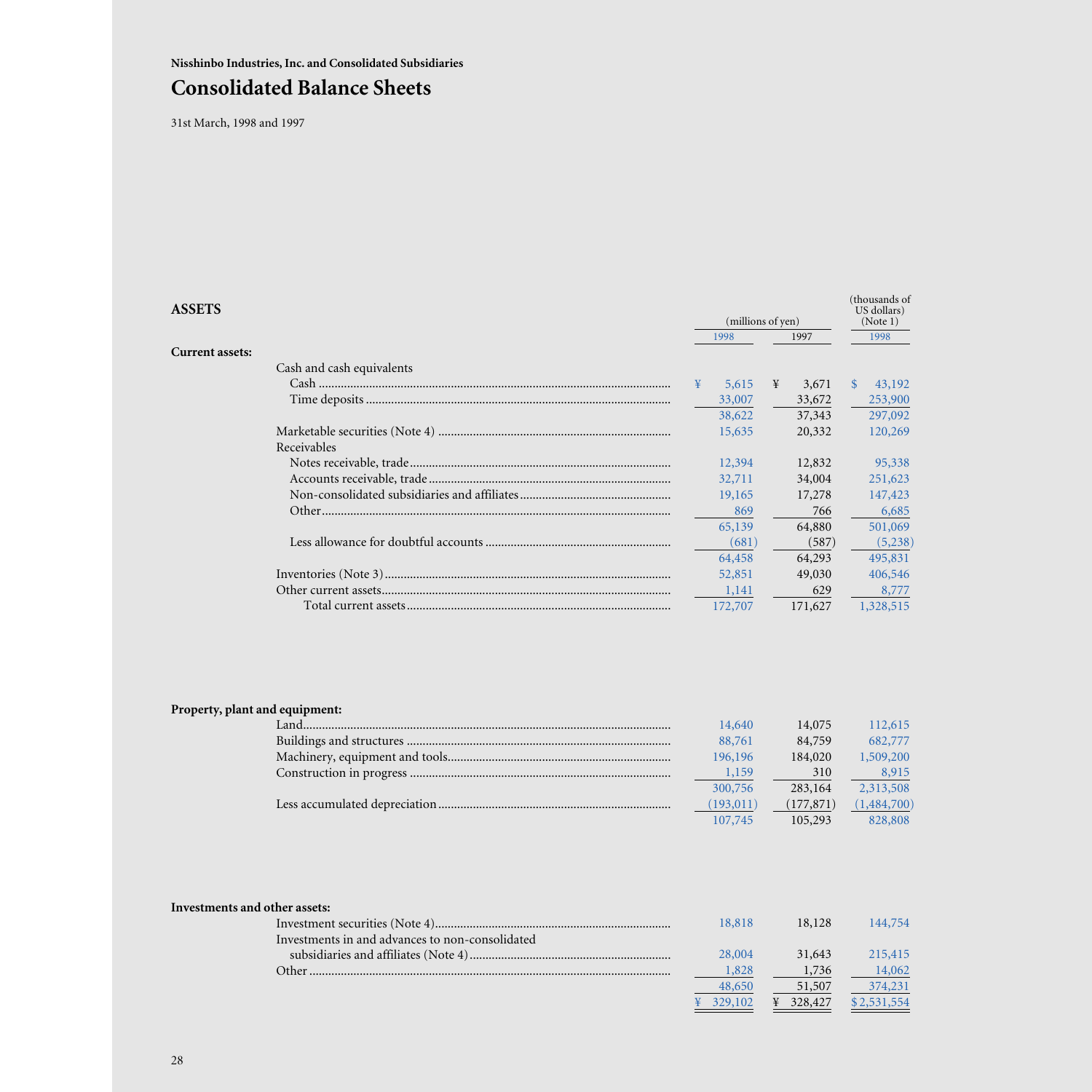**Nisshinbo Industries, Inc. and Consolidated Subsidiaries**

# Consolidated Balance Sheets

31st March, 1998 and 1997

| ASSETS | (millions of yen) | | (thousands of US dollars) (Note 1) |
|---|---|---|---|
| | 1998 | 1997 | 1998 |
| **Current assets:** | | | |
| Cash and cash equivalents | | | |
| Cash | ¥ 5,615 | ¥ 3,671 | $ 43,192 |
| Time deposits | 33,007 | 33,672 | 253,900 |
| | 38,622 | 37,343 | 297,092 |
| Marketable securities (Note 4) | 15,635 | 20,332 | 120,269 |
| Receivables | | | |
| Notes receivable, trade | 12,394 | 12,832 | 95,338 |
| Accounts receivable, trade | 32,711 | 34,004 | 251,623 |
| Non-consolidated subsidiaries and affiliates | 19,165 | 17,278 | 147,423 |
| Other | 869 | 766 | 6,685 |
| | 65,139 | 64,880 | 501,069 |
| Less allowance for doubtful accounts | (681) | (587) | (5,238) |
| | 64,458 | 64,293 | 495,831 |
| Inventories (Note 3) | 52,851 | 49,030 | 406,546 |
| Other current assets | 1,141 | 629 | 8,777 |
| Total current assets | 172,707 | 171,627 | 1,328,515 |
| **Property, plant and equipment:** | | | |
| Land | 14,640 | 14,075 | 112,615 |
| Buildings and structures | 88,761 | 84,759 | 682,777 |
| Machinery, equipment and tools | 196,196 | 184,020 | 1,509,200 |
| Construction in progress | 1,159 | 310 | 8,915 |
| | 300,756 | 283,164 | 2,313,508 |
| Less accumulated depreciation | (193,011) | (177,871) | (1,484,700) |
| | 107,745 | 105,293 | 828,808 |
| **Investments and other assets:** | | | |
| Investment securities (Note 4) | 18,818 | 18,128 | 144,754 |
| Investments in and advances to non-consolidated subsidiaries and affiliates (Note 4) | 28,004 | 31,643 | 215,415 |
| Other | 1,828 | 1,736 | 14,062 |
| | 48,650 | 51,507 | 374,231 |
| | ¥ 329,102 | ¥ 328,427 | $ 2,531,554 |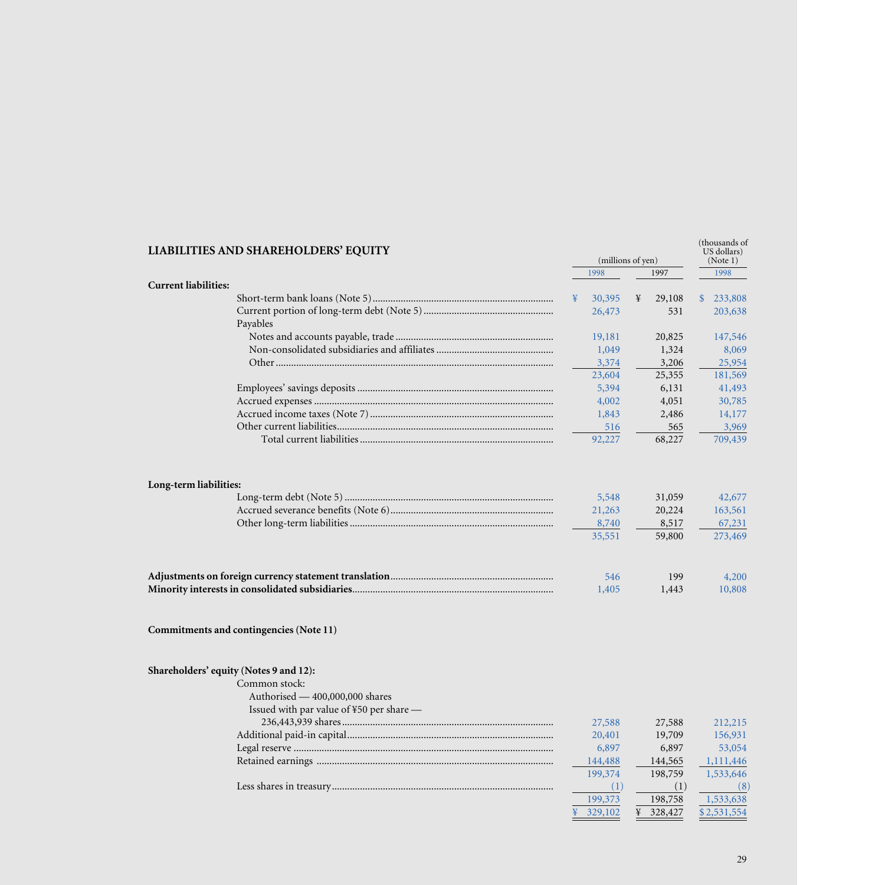## LIABILITIES AND SHAREHOLDERS' EQUITY

| | (millions of yen) | | (thousands of US dollars) (Note 1) |
|---|---|---|---|
| | 1998 | 1997 | 1998 |
| **Current liabilities:** | | | |
| Short-term bank loans (Note 5) | ¥ 30,395 | ¥ 29,108 | $ 233,808 |
| Current portion of long-term debt (Note 5) | 26,473 | 531 | 203,638 |
| Payables | | | |
| Notes and accounts payable, trade | 19,181 | 20,825 | 147,546 |
| Non-consolidated subsidiaries and affiliates | 1,049 | 1,324 | 8,069 |
| Other | 3,374 | 3,206 | 25,954 |
| | 23,604 | 25,355 | 181,569 |
| Employees' savings deposits | 5,394 | 6,131 | 41,493 |
| Accrued expenses | 4,002 | 4,051 | 30,785 |
| Accrued income taxes (Note 7) | 1,843 | 2,486 | 14,177 |
| Other current liabilities | 516 | 565 | 3,969 |
| Total current liabilities | 92,227 | 68,227 | 709,439 |
| **Long-term liabilities:** | | | |
| Long-term debt (Note 5) | 5,548 | 31,059 | 42,677 |
| Accrued severance benefits (Note 6) | 21,263 | 20,224 | 163,561 |
| Other long-term liabilities | 8,740 | 8,517 | 67,231 |
| | 35,551 | 59,800 | 273,469 |
| **Adjustments on foreign currency statement translation** | 546 | 199 | 4,200 |
| **Minority interests in consolidated subsidiaries** | 1,405 | 1,443 | 10,808 |
| **Commitments and contingencies (Note 11)** | | | |
| **Shareholders' equity (Notes 9 and 12):** | | | |
| Common stock: | | | |
| Authorised — 400,000,000 shares | | | |
| Issued with par value of ¥50 per share — 236,443,939 shares | 27,588 | 27,588 | 212,215 |
| Additional paid-in capital | 20,401 | 19,709 | 156,931 |
| Legal reserve | 6,897 | 6,897 | 53,054 |
| Retained earnings | 144,488 | 144,565 | 1,111,446 |
| | 199,374 | 198,759 | 1,533,646 |
| Less shares in treasury | (1) | (1) | (8) |
| | 199,373 | 198,758 | 1,533,638 |
| | ¥ 329,102 | ¥ 328,427 | $ 2,531,554 |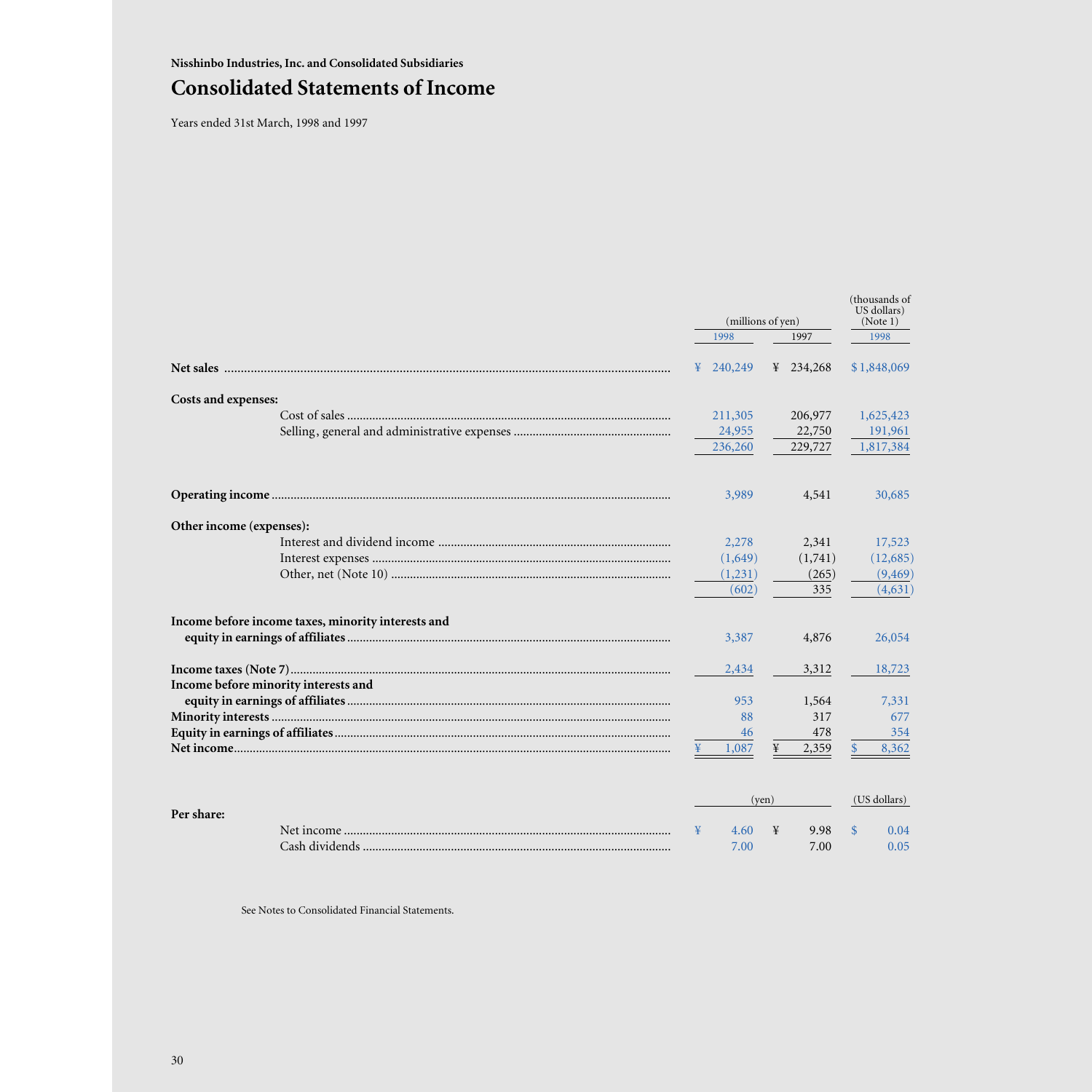**Nisshinbo Industries, Inc. and Consolidated Subsidiaries**

# Consolidated Statements of Income

Years ended 31st March, 1998 and 1997

| | (millions of yen) | | (thousands of US dollars) (Note 1) |
|---|---|---|---|
| | 1998 | 1997 | 1998 |
| **Net sales** | ¥ 240,249 | ¥ 234,268 | $ 1,848,069 |
| **Costs and expenses:** | | | |
| Cost of sales | 211,305 | 206,977 | 1,625,423 |
| Selling, general and administrative expenses | 24,955 | 22,750 | 191,961 |
| | 236,260 | 229,727 | 1,817,384 |
| **Operating income** | 3,989 | 4,541 | 30,685 |
| **Other income (expenses):** | | | |
| Interest and dividend income | 2,278 | 2,341 | 17,523 |
| Interest expenses | (1,649) | (1,741) | (12,685) |
| Other, net (Note 10) | (1,231) | (265) | (9,469) |
| | (602) | 335 | (4,631) |
| **Income before income taxes, minority interests and equity in earnings of affiliates** | 3,387 | 4,876 | 26,054 |
| **Income taxes (Note 7)** | 2,434 | 3,312 | 18,723 |
| **Income before minority interests and equity in earnings of affiliates** | 953 | 1,564 | 7,331 |
| **Minority interests** | 88 | 317 | 677 |
| **Equity in earnings of affiliates** | 46 | 478 | 354 |
| **Net income** | ¥ 1,087 | ¥ 2,359 | $ 8,362 |

| | (yen) | | (US dollars) |
|---|---|---|---|
| **Per share:** | | | |
| Net income | ¥ 4.60 | ¥ 9.98 | $ 0.04 |
| Cash dividends | 7.00 | 7.00 | 0.05 |

See Notes to Consolidated Financial Statements.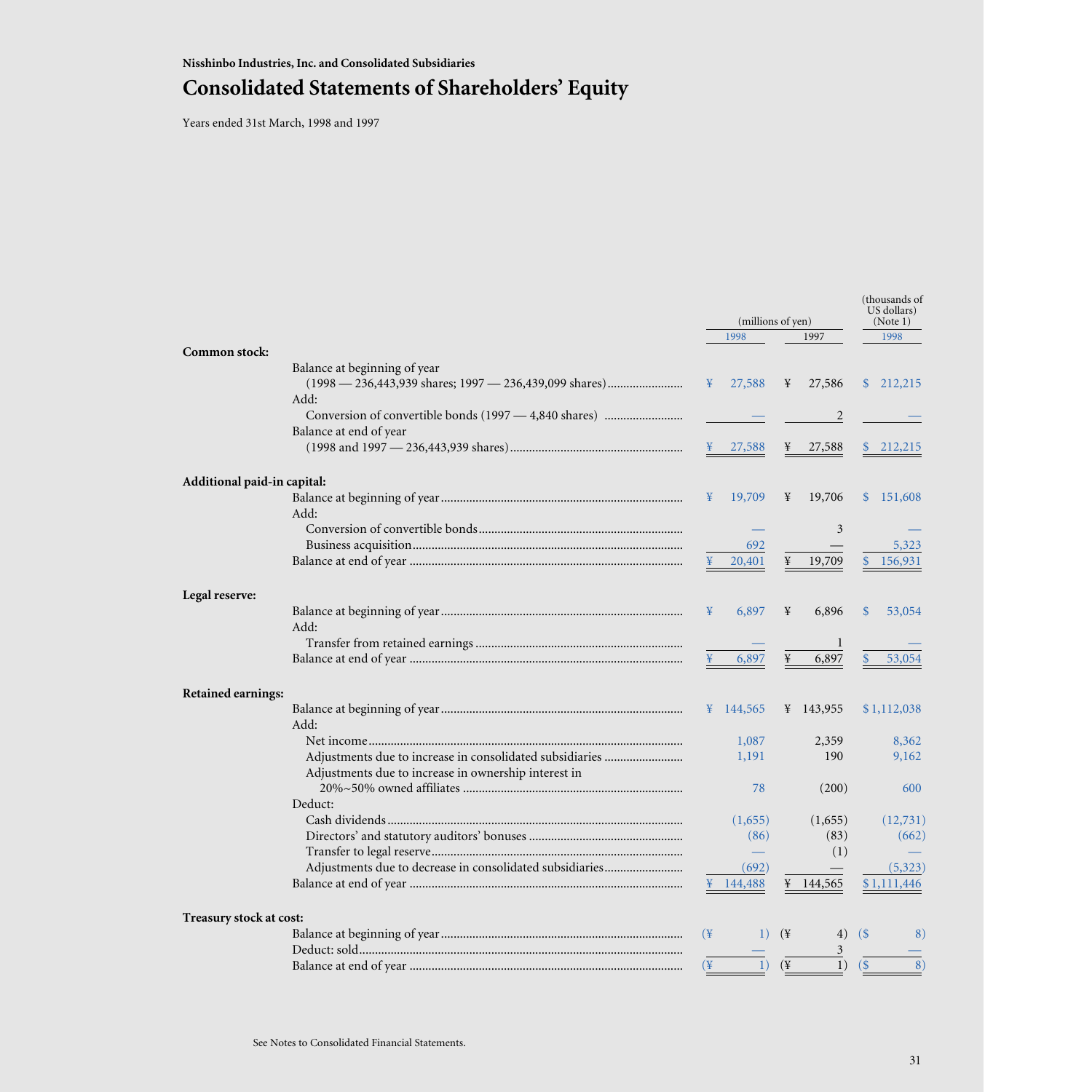Nisshinbo Industries, Inc. and Consolidated Subsidiaries

# Consolidated Statements of Shareholders' Equity

Years ended 31st March, 1998 and 1997

| | (millions of yen) | | (thousands of US dollars) (Note 1) |
|---|---|---|---|
| | 1998 | 1997 | 1998 |
| **Common stock:** | | | |
| Balance at beginning of year (1998 — 236,443,939 shares; 1997 — 236,439,099 shares) | ¥ 27,588 | ¥ 27,586 | $ 212,215 |
| Add: | | | |
| Conversion of convertible bonds (1997 — 4,840 shares) | — | 2 | — |
| Balance at end of year (1998 and 1997 — 236,443,939 shares) | ¥ 27,588 | ¥ 27,588 | $ 212,215 |
| **Additional paid-in capital:** | | | |
| Balance at beginning of year | ¥ 19,709 | ¥ 19,706 | $ 151,608 |
| Add: | | | |
| Conversion of convertible bonds | — | 3 | — |
| Business acquisition | 692 | — | 5,323 |
| Balance at end of year | ¥ 20,401 | ¥ 19,709 | $ 156,931 |
| **Legal reserve:** | | | |
| Balance at beginning of year | ¥ 6,897 | ¥ 6,896 | $ 53,054 |
| Add: | | | |
| Transfer from retained earnings | — | 1 | — |
| Balance at end of year | ¥ 6,897 | ¥ 6,897 | $ 53,054 |
| **Retained earnings:** | | | |
| Balance at beginning of year | ¥ 144,565 | ¥ 143,955 | $ 1,112,038 |
| Add: | | | |
| Net income | 1,087 | 2,359 | 8,362 |
| Adjustments due to increase in consolidated subsidiaries | 1,191 | 190 | 9,162 |
| Adjustments due to increase in ownership interest in 20%~50% owned affiliates | 78 | (200) | 600 |
| Deduct: | | | |
| Cash dividends | (1,655) | (1,655) | (12,731) |
| Directors' and statutory auditors' bonuses | (86) | (83) | (662) |
| Transfer to legal reserve | — | (1) | — |
| Adjustments due to decrease in consolidated subsidiaries | (692) | — | (5,323) |
| Balance at end of year | ¥ 144,488 | ¥ 144,565 | $ 1,111,446 |
| **Treasury stock at cost:** | | | |
| Balance at beginning of year | (¥ 1) | (¥ 4) | ($ 8) |
| Deduct: sold | — | 3 | — |
| Balance at end of year | (¥ 1) | (¥ 1) | ($ 8) |

See Notes to Consolidated Financial Statements.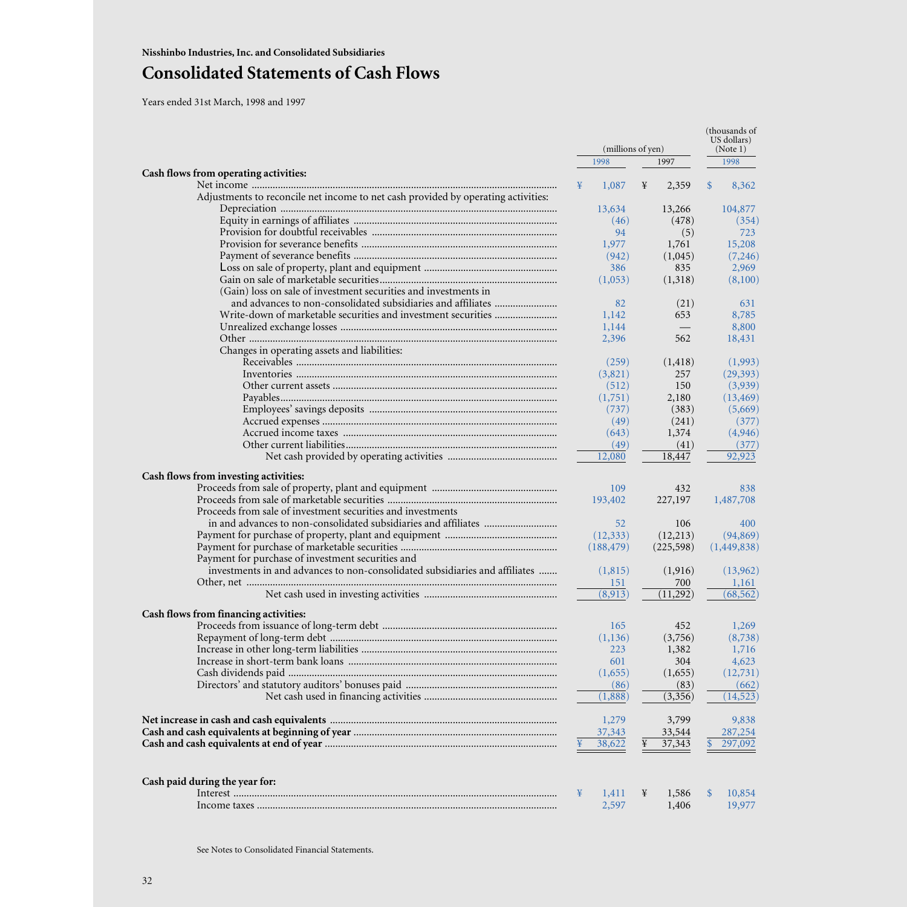**Nisshinbo Industries, Inc. and Consolidated Subsidiaries**

# Consolidated Statements of Cash Flows

Years ended 31st March, 1998 and 1997

| | (millions of yen) | | (thousands of US dollars) (Note 1) |
|---|---|---|---|
| | 1998 | 1997 | 1998 |
| **Cash flows from operating activities:** | | | |
| Net income | ¥ 1,087 | ¥ 2,359 | $ 8,362 |
| Adjustments to reconcile net income to net cash provided by operating activities: | | | |
| Depreciation | 13,634 | 13,266 | 104,877 |
| Equity in earnings of affiliates | (46) | (478) | (354) |
| Provision for doubtful receivables | 94 | (5) | 723 |
| Provision for severance benefits | 1,977 | 1,761 | 15,208 |
| Payment of severance benefits | (942) | (1,045) | (7,246) |
| Loss on sale of property, plant and equipment | 386 | 835 | 2,969 |
| Gain on sale of marketable securities | (1,053) | (1,318) | (8,100) |
| (Gain) loss on sale of investment securities and investments in and advances to non-consolidated subsidiaries and affiliates | 82 | (21) | 631 |
| Write-down of marketable securities and investment securities | 1,142 | 653 | 8,785 |
| Unrealized exchange losses | 1,144 | — | 8,800 |
| Other | 2,396 | 562 | 18,431 |
| Changes in operating assets and liabilities: | | | |
| Receivables | (259) | (1,418) | (1,993) |
| Inventories | (3,821) | 257 | (29,393) |
| Other current assets | (512) | 150 | (3,939) |
| Payables | (1,751) | 2,180 | (13,469) |
| Employees' savings deposits | (737) | (383) | (5,669) |
| Accrued expenses | (49) | (241) | (377) |
| Accrued income taxes | (643) | 1,374 | (4,946) |
| Other current liabilities | (49) | (41) | (377) |
| Net cash provided by operating activities | 12,080 | 18,447 | 92,923 |
| **Cash flows from investing activities:** | | | |
| Proceeds from sale of property, plant and equipment | 109 | 432 | 838 |
| Proceeds from sale of marketable securities | 193,402 | 227,197 | 1,487,708 |
| Proceeds from sale of investment securities and investments in and advances to non-consolidated subsidiaries and affiliates | 52 | 106 | 400 |
| Payment for purchase of property, plant and equipment | (12,333) | (12,213) | (94,869) |
| Payment for purchase of marketable securities | (188,479) | (225,598) | (1,449,838) |
| Payment for purchase of investment securities and investments in and advances to non-consolidated subsidiaries and affiliates | (1,815) | (1,916) | (13,962) |
| Other, net | 151 | 700 | 1,161 |
| Net cash used in investing activities | (8,913) | (11,292) | (68,562) |
| **Cash flows from financing activities:** | | | |
| Proceeds from issuance of long-term debt | 165 | 452 | 1,269 |
| Repayment of long-term debt | (1,136) | (3,756) | (8,738) |
| Increase in other long-term liabilities | 223 | 1,382 | 1,716 |
| Increase in short-term bank loans | 601 | 304 | 4,623 |
| Cash dividends paid | (1,655) | (1,655) | (12,731) |
| Directors' and statutory auditors' bonuses paid | (86) | (83) | (662) |
| Net cash used in financing activities | (1,888) | (3,356) | (14,523) |
| **Net increase in cash and cash equivalents** | 1,279 | 3,799 | 9,838 |
| **Cash and cash equivalents at beginning of year** | 37,343 | 33,544 | 287,254 |
| **Cash and cash equivalents at end of year** | ¥ 38,622 | ¥ 37,343 | $ 297,092 |
| **Cash paid during the year for:** | | | |
| Interest | ¥ 1,411 | ¥ 1,586 | $ 10,854 |
| Income taxes | 2,597 | 1,406 | 19,977 |

See Notes to Consolidated Financial Statements.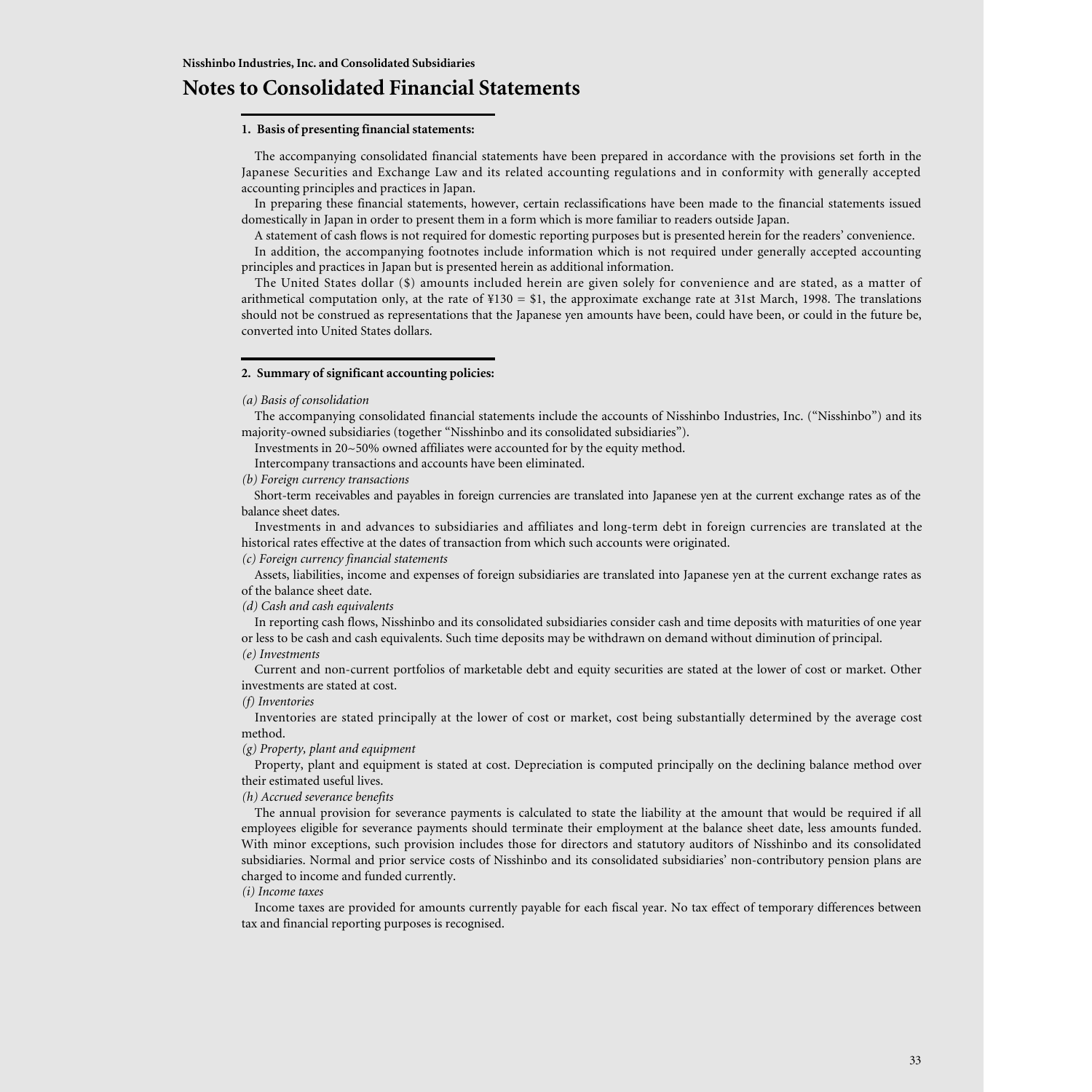Nisshinbo Industries, Inc. and Consolidated Subsidiaries

# Notes to Consolidated Financial Statements

### 1. Basis of presenting financial statements:

The accompanying consolidated financial statements have been prepared in accordance with the provisions set forth in the Japanese Securities and Exchange Law and its related accounting regulations and in conformity with generally accepted accounting principles and practices in Japan.

In preparing these financial statements, however, certain reclassifications have been made to the financial statements issued domestically in Japan in order to present them in a form which is more familiar to readers outside Japan.

A statement of cash flows is not required for domestic reporting purposes but is presented herein for the readers' convenience.

In addition, the accompanying footnotes include information which is not required under generally accepted accounting principles and practices in Japan but is presented herein as additional information.

The United States dollar ($) amounts included herein are given solely for convenience and are stated, as a matter of arithmetical computation only, at the rate of ¥130 = $1, the approximate exchange rate at 31st March, 1998. The translations should not be construed as representations that the Japanese yen amounts have been, could have been, or could in the future be, converted into United States dollars.

### 2. Summary of significant accounting policies:

*(a) Basis of consolidation*

The accompanying consolidated financial statements include the accounts of Nisshinbo Industries, Inc. ("Nisshinbo") and its majority-owned subsidiaries (together "Nisshinbo and its consolidated subsidiaries").

Investments in 20~50% owned affiliates were accounted for by the equity method.

Intercompany transactions and accounts have been eliminated.

*(b) Foreign currency transactions*

Short-term receivables and payables in foreign currencies are translated into Japanese yen at the current exchange rates as of the balance sheet dates.

Investments in and advances to subsidiaries and affiliates and long-term debt in foreign currencies are translated at the historical rates effective at the dates of transaction from which such accounts were originated.

*(c) Foreign currency financial statements*

Assets, liabilities, income and expenses of foreign subsidiaries are translated into Japanese yen at the current exchange rates as of the balance sheet date.

*(d) Cash and cash equivalents*

In reporting cash flows, Nisshinbo and its consolidated subsidiaries consider cash and time deposits with maturities of one year or less to be cash and cash equivalents. Such time deposits may be withdrawn on demand without diminution of principal.

*(e) Investments*

Current and non-current portfolios of marketable debt and equity securities are stated at the lower of cost or market. Other investments are stated at cost.

*(f) Inventories*

Inventories are stated principally at the lower of cost or market, cost being substantially determined by the average cost method.

*(g) Property, plant and equipment*

Property, plant and equipment is stated at cost. Depreciation is computed principally on the declining balance method over their estimated useful lives.

*(h) Accrued severance benefits*

The annual provision for severance payments is calculated to state the liability at the amount that would be required if all employees eligible for severance payments should terminate their employment at the balance sheet date, less amounts funded. With minor exceptions, such provision includes those for directors and statutory auditors of Nisshinbo and its consolidated subsidiaries. Normal and prior service costs of Nisshinbo and its consolidated subsidiaries' non-contributory pension plans are charged to income and funded currently.

*(i) Income taxes*

Income taxes are provided for amounts currently payable for each fiscal year. No tax effect of temporary differences between tax and financial reporting purposes is recognised.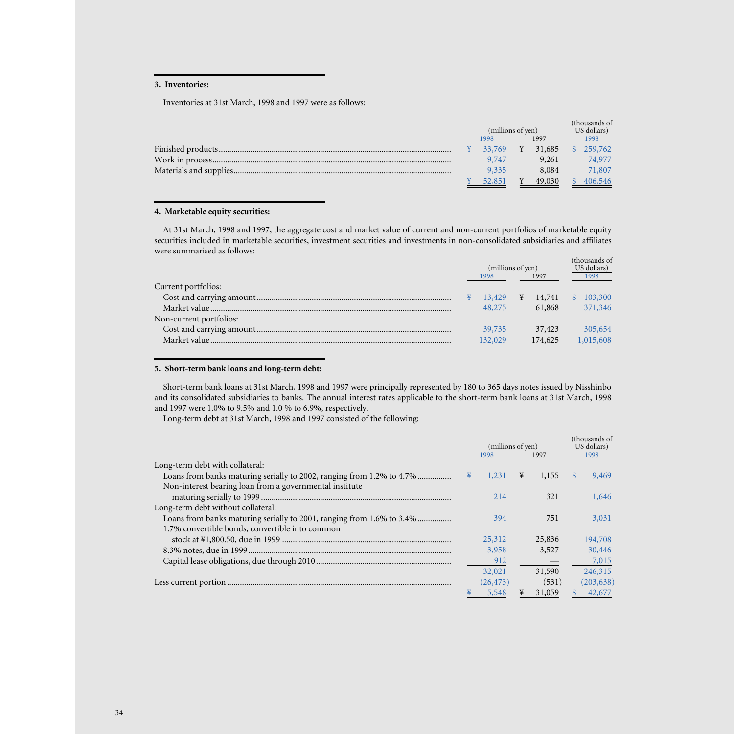### 3. Inventories:

Inventories at 31st March, 1998 and 1997 were as follows:

| | (millions of yen) | | (thousands of US dollars) |
|---|---|---|---|
| | 1998 | 1997 | 1998 |
| Finished products | ¥ 33,769 | ¥ 31,685 | $ 259,762 |
| Work in process | 9,747 | 9,261 | 74,977 |
| Materials and supplies | 9,335 | 8,084 | 71,807 |
| | ¥ 52,851 | ¥ 49,030 | $ 406,546 |

### 4. Marketable equity securities:

At 31st March, 1998 and 1997, the aggregate cost and market value of current and non-current portfolios of marketable equity securities included in marketable securities, investment securities and investments in non-consolidated subsidiaries and affiliates were summarised as follows:

| | (millions of yen) | | (thousands of US dollars) |
|---|---|---|---|
| | 1998 | 1997 | 1998 |
| Current portfolios: | | | |
| Cost and carrying amount | ¥ 13,429 | ¥ 14,741 | $ 103,300 |
| Market value | 48,275 | 61,868 | 371,346 |
| Non-current portfolios: | | | |
| Cost and carrying amount | 39,735 | 37,423 | 305,654 |
| Market value | 132,029 | 174,625 | 1,015,608 |

### 5. Short-term bank loans and long-term debt:

Short-term bank loans at 31st March, 1998 and 1997 were principally represented by 180 to 365 days notes issued by Nisshinbo and its consolidated subsidiaries to banks. The annual interest rates applicable to the short-term bank loans at 31st March, 1998 and 1997 were 1.0% to 9.5% and 1.0 % to 6.9%, respectively.

Long-term debt at 31st March, 1998 and 1997 consisted of the following:

| | (millions of yen) | | (thousands of US dollars) |
|---|---|---|---|
| | 1998 | 1997 | 1998 |
| Long-term debt with collateral: | | | |
| Loans from banks maturing serially to 2002, ranging from 1.2% to 4.7% | ¥ 1,231 | ¥ 1,155 | $ 9,469 |
| Non-interest bearing loan from a governmental institute maturing serially to 1999 | 214 | 321 | 1,646 |
| Long-term debt without collateral: | | | |
| Loans from banks maturing serially to 2001, ranging from 1.6% to 3.4% | 394 | 751 | 3,031 |
| 1.7% convertible bonds, convertible into common stock at ¥1,800.50, due in 1999 | 25,312 | 25,836 | 194,708 |
| 8.3% notes, due in 1999 | 3,958 | 3,527 | 30,446 |
| Capital lease obligations, due through 2010 | 912 | — | 7,015 |
| | 32,021 | 31,590 | 246,315 |
| Less current portion | (26,473) | (531) | (203,638) |
| | ¥ 5,548 | ¥ 31,059 | $ 42,677 |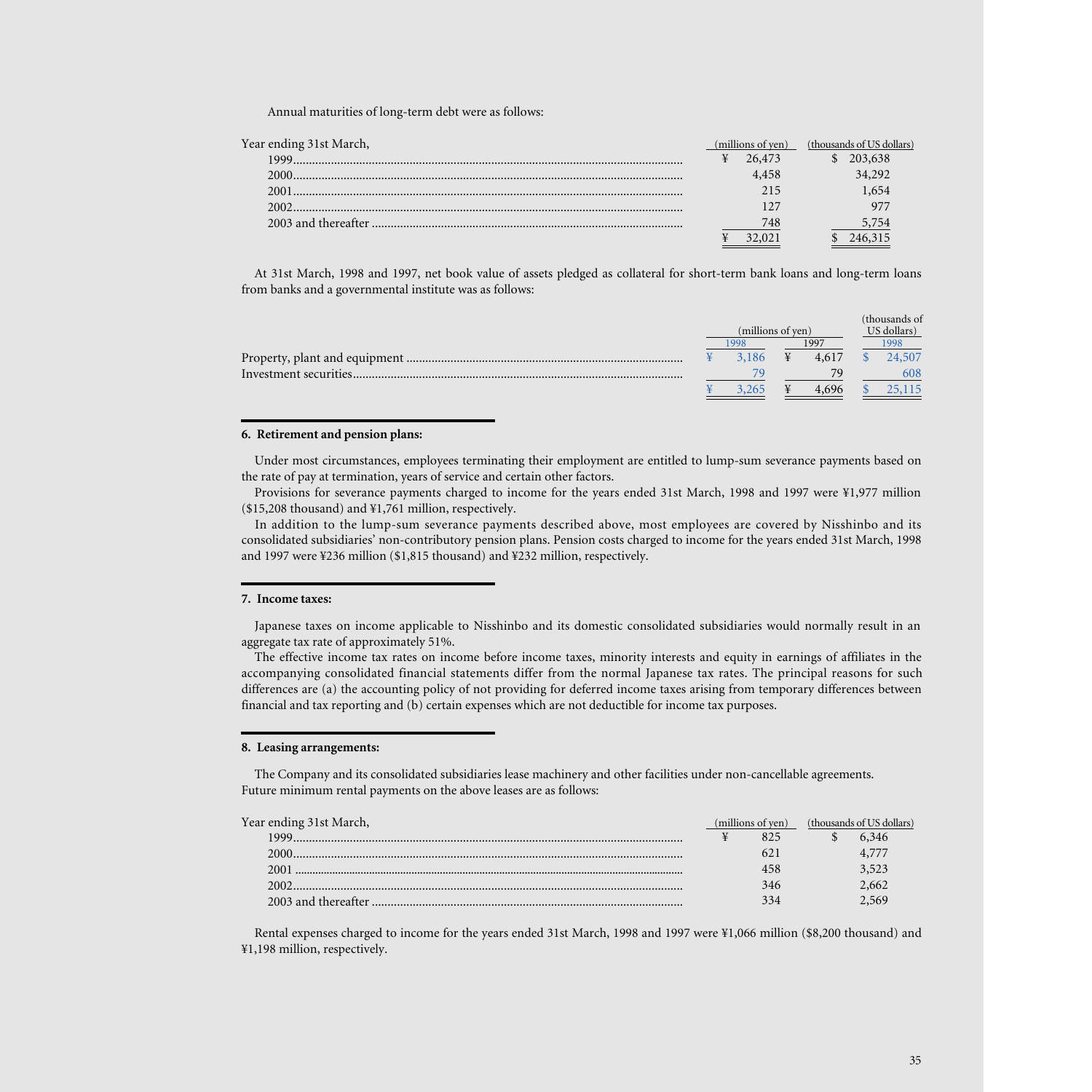Annual maturities of long-term debt were as follows:

| Year ending 31st March, | (millions of yen) | (thousands of US dollars) |
|---|---|---|
| 1999 | ¥ 26,473 | $ 203,638 |
| 2000 | 4,458 | 34,292 |
| 2001 | 215 | 1,654 |
| 2002 | 127 | 977 |
| 2003 and thereafter | 748 | 5,754 |
| | ¥ 32,021 | $ 246,315 |

At 31st March, 1998 and 1997, net book value of assets pledged as collateral for short-term bank loans and long-term loans from banks and a governmental institute was as follows:

| | (millions of yen) | | (thousands of US dollars) |
|---|---|---|---|
| | 1998 | 1997 | 1998 |
| Property, plant and equipment | ¥ 3,186 | ¥ 4,617 | $ 24,507 |
| Investment securities | 79 | 79 | 608 |
| | ¥ 3,265 | ¥ 4,696 | $ 25,115 |

## 6. Retirement and pension plans:

Under most circumstances, employees terminating their employment are entitled to lump-sum severance payments based on the rate of pay at termination, years of service and certain other factors.

Provisions for severance payments charged to income for the years ended 31st March, 1998 and 1997 were ¥1,977 million ($15,208 thousand) and ¥1,761 million, respectively.

In addition to the lump-sum severance payments described above, most employees are covered by Nisshinbo and its consolidated subsidiaries' non-contributory pension plans. Pension costs charged to income for the years ended 31st March, 1998 and 1997 were ¥236 million ($1,815 thousand) and ¥232 million, respectively.

## 7. Income taxes:

Japanese taxes on income applicable to Nisshinbo and its domestic consolidated subsidiaries would normally result in an aggregate tax rate of approximately 51%.

The effective income tax rates on income before income taxes, minority interests and equity in earnings of affiliates in the accompanying consolidated financial statements differ from the normal Japanese tax rates. The principal reasons for such differences are (a) the accounting policy of not providing for deferred income taxes arising from temporary differences between financial and tax reporting and (b) certain expenses which are not deductible for income tax purposes.

## 8. Leasing arrangements:

The Company and its consolidated subsidiaries lease machinery and other facilities under non-cancellable agreements. Future minimum rental payments on the above leases are as follows:

| Year ending 31st March, | (millions of yen) | (thousands of US dollars) |
|---|---|---|
| 1999 | ¥ 825 | $ 6,346 |
| 2000 | 621 | 4,777 |
| 2001 | 458 | 3,523 |
| 2002 | 346 | 2,662 |
| 2003 and thereafter | 334 | 2,569 |

Rental expenses charged to income for the years ended 31st March, 1998 and 1997 were ¥1,066 million ($8,200 thousand) and ¥1,198 million, respectively.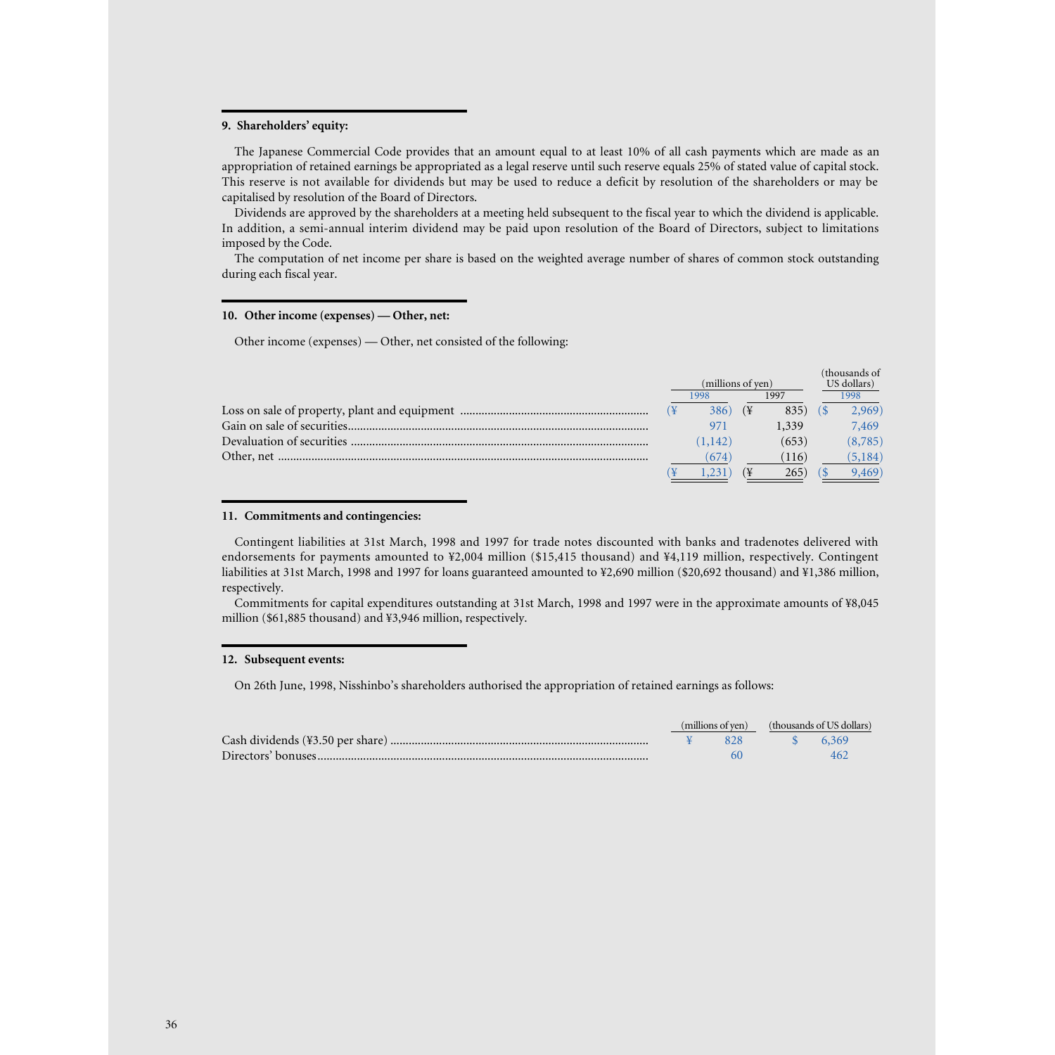### 9. Shareholders' equity:

The Japanese Commercial Code provides that an amount equal to at least 10% of all cash payments which are made as an appropriation of retained earnings be appropriated as a legal reserve until such reserve equals 25% of stated value of capital stock. This reserve is not available for dividends but may be used to reduce a deficit by resolution of the shareholders or may be capitalised by resolution of the Board of Directors.

Dividends are approved by the shareholders at a meeting held subsequent to the fiscal year to which the dividend is applicable. In addition, a semi-annual interim dividend may be paid upon resolution of the Board of Directors, subject to limitations imposed by the Code.

The computation of net income per share is based on the weighted average number of shares of common stock outstanding during each fiscal year.

### 10. Other income (expenses) — Other, net:

Other income (expenses) — Other, net consisted of the following:

| | (millions of yen) | | (thousands of US dollars) |
|---|---|---|---|
| | 1998 | 1997 | 1998 |
| Loss on sale of property, plant and equipment | (¥ 386) | (¥ 835) | ($ 2,969) |
| Gain on sale of securities | 971 | 1,339 | 7,469 |
| Devaluation of securities | (1,142) | (653) | (8,785) |
| Other, net | (674) | (116) | (5,184) |
| | (¥ 1,231) | (¥ 265) | ($ 9,469) |

### 11. Commitments and contingencies:

Contingent liabilities at 31st March, 1998 and 1997 for trade notes discounted with banks and tradenotes delivered with endorsements for payments amounted to ¥2,004 million ($15,415 thousand) and ¥4,119 million, respectively. Contingent liabilities at 31st March, 1998 and 1997 for loans guaranteed amounted to ¥2,690 million ($20,692 thousand) and ¥1,386 million, respectively.

Commitments for capital expenditures outstanding at 31st March, 1998 and 1997 were in the approximate amounts of ¥8,045 million ($61,885 thousand) and ¥3,946 million, respectively.

### 12. Subsequent events:

On 26th June, 1998, Nisshinbo's shareholders authorised the appropriation of retained earnings as follows:

| | (millions of yen) | (thousands of US dollars) |
|---|---|---|
| Cash dividends (¥3.50 per share) | ¥ 828 | $ 6,369 |
| Directors' bonuses | 60 | 462 |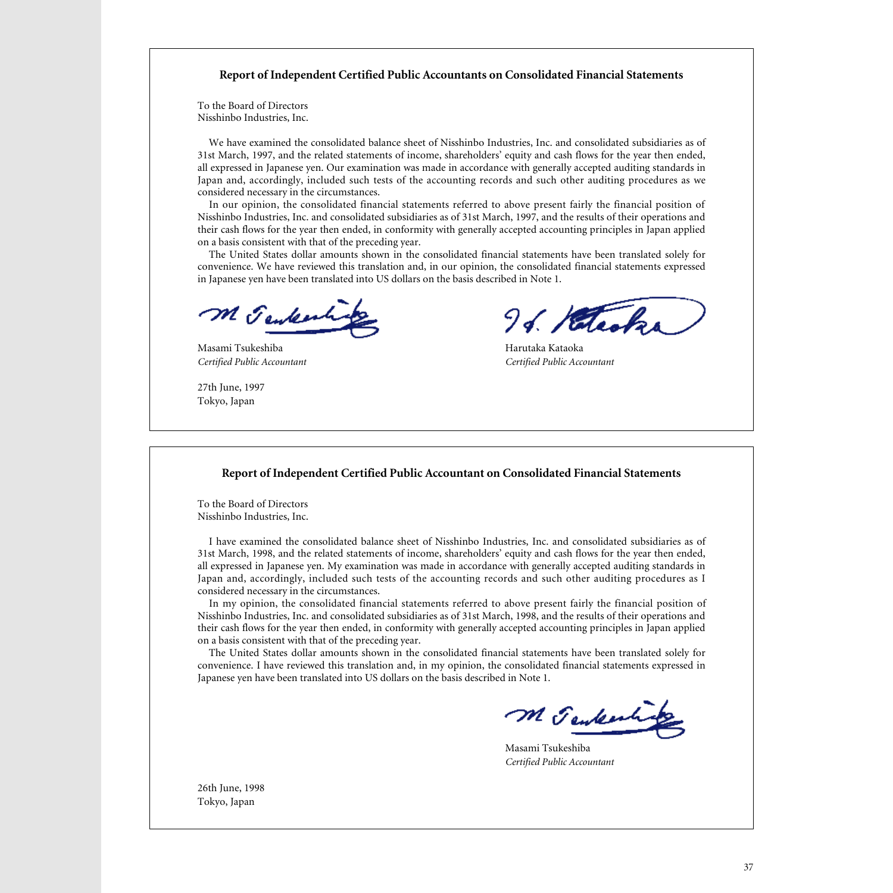## Report of Independent Certified Public Accountants on Consolidated Financial Statements

To the Board of Directors
Nisshinbo Industries, Inc.

We have examined the consolidated balance sheet of Nisshinbo Industries, Inc. and consolidated subsidiaries as of 31st March, 1997, and the related statements of income, shareholders' equity and cash flows for the year then ended, all expressed in Japanese yen. Our examination was made in accordance with generally accepted auditing standards in Japan and, accordingly, included such tests of the accounting records and such other auditing procedures as we considered necessary in the circumstances.

In our opinion, the consolidated financial statements referred to above present fairly the financial position of Nisshinbo Industries, Inc. and consolidated subsidiaries as of 31st March, 1997, and the results of their operations and their cash flows for the year then ended, in conformity with generally accepted accounting principles in Japan applied on a basis consistent with that of the preceding year.

The United States dollar amounts shown in the consolidated financial statements have been translated solely for convenience. We have reviewed this translation and, in our opinion, the consolidated financial statements expressed in Japanese yen have been translated into US dollars on the basis described in Note 1.

Masami Tsukeshiba
*Certified Public Accountant*

Harutaka Kataoka
*Certified Public Accountant*

27th June, 1997
Tokyo, Japan

## Report of Independent Certified Public Accountant on Consolidated Financial Statements

To the Board of Directors
Nisshinbo Industries, Inc.

I have examined the consolidated balance sheet of Nisshinbo Industries, Inc. and consolidated subsidiaries as of 31st March, 1998, and the related statements of income, shareholders' equity and cash flows for the year then ended, all expressed in Japanese yen. My examination was made in accordance with generally accepted auditing standards in Japan and, accordingly, included such tests of the accounting records and such other auditing procedures as I considered necessary in the circumstances.

In my opinion, the consolidated financial statements referred to above present fairly the financial position of Nisshinbo Industries, Inc. and consolidated subsidiaries as of 31st March, 1998, and the results of their operations and their cash flows for the year then ended, in conformity with generally accepted accounting principles in Japan applied on a basis consistent with that of the preceding year.

The United States dollar amounts shown in the consolidated financial statements have been translated solely for convenience. I have reviewed this translation and, in my opinion, the consolidated financial statements expressed in Japanese yen have been translated into US dollars on the basis described in Note 1.

Masami Tsukeshiba
*Certified Public Accountant*

26th June, 1998
Tokyo, Japan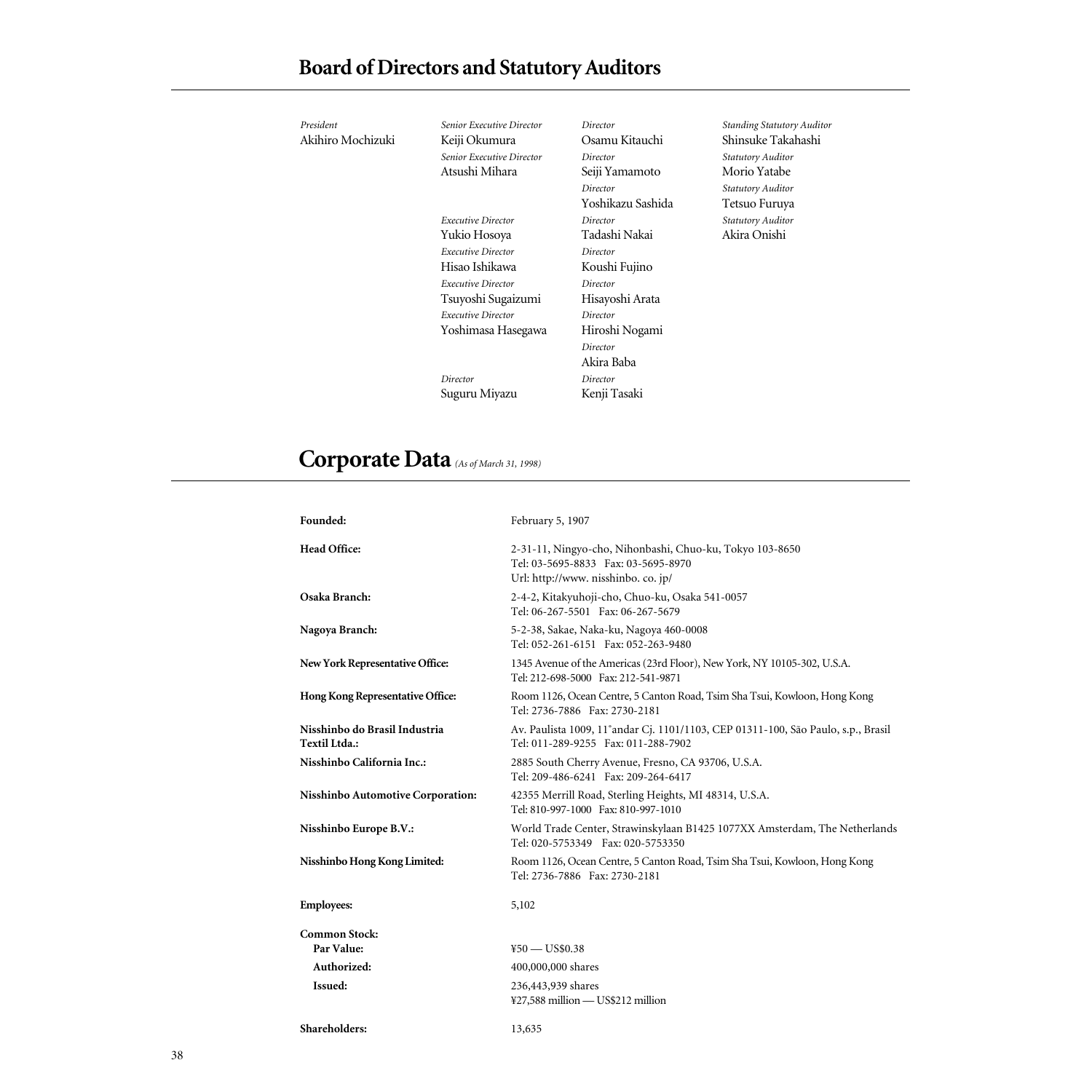## Board of Directors and Statutory Auditors

*President*
Akihiro Mochizuki

*Senior Executive Director*
Keiji Okumura

*Senior Executive Director*
Atsushi Mihara

*Executive Director*
Yukio Hosoya

*Executive Director*
Hisao Ishikawa

*Executive Director*
Tsuyoshi Sugaizumi

*Executive Director*
Yoshimasa Hasegawa

*Director*
Suguru Miyazu

*Director*
Osamu Kitauchi

*Director*
Seiji Yamamoto

*Director*
Yoshikazu Sashida

*Director*
Tadashi Nakai

*Director*
Koushi Fujino

*Director*
Hisayoshi Arata

*Director*
Hiroshi Nogami

*Director*
Akira Baba

*Director*
Kenji Tasaki

*Standing Statutory Auditor*
Shinsuke Takahashi

*Statutory Auditor*
Morio Yatabe

*Statutory Auditor*
Tetsuo Furuya

*Statutory Auditor*
Akira Onishi

## Corporate Data *(As of March 31, 1998)*

**Founded:** February 5, 1907

**Head Office:** 2-31-11, Ningyo-cho, Nihonbashi, Chuo-ku, Tokyo 103-8650
Tel: 03-5695-8833 Fax: 03-5695-8970
Url: http://www. nisshinbo. co. jp/

**Osaka Branch:** 2-4-2, Kitakyuhoji-cho, Chuo-ku, Osaka 541-0057
Tel: 06-267-5501 Fax: 06-267-5679

**Nagoya Branch:** 5-2-38, Sakae, Naka-ku, Nagoya 460-0008
Tel: 052-261-6151 Fax: 052-263-9480

**New York Representative Office:** 1345 Avenue of the Americas (23rd Floor), New York, NY 10105-302, U.S.A.
Tel: 212-698-5000 Fax: 212-541-9871

**Hong Kong Representative Office:** Room 1126, Ocean Centre, 5 Canton Road, Tsim Sha Tsui, Kowloon, Hong Kong
Tel: 2736-7886 Fax: 2730-2181

**Nisshinbo do Brasil Industria Textil Ltda.:** Av. Paulista 1009, 11°andar Cj. 1101/1103, CEP 01311-100, São Paulo, s.p., Brasil
Tel: 011-289-9255 Fax: 011-288-7902

**Nisshinbo California Inc.:** 2885 South Cherry Avenue, Fresno, CA 93706, U.S.A.
Tel: 209-486-6241 Fax: 209-264-6417

**Nisshinbo Automotive Corporation:** 42355 Merrill Road, Sterling Heights, MI 48314, U.S.A.
Tel: 810-997-1000 Fax: 810-997-1010

**Nisshinbo Europe B.V.:** World Trade Center, Strawinskylaan B1425 1077XX Amsterdam, The Netherlands
Tel: 020-5753349 Fax: 020-5753350

**Nisshinbo Hong Kong Limited:** Room 1126, Ocean Centre, 5 Canton Road, Tsim Sha Tsui, Kowloon, Hong Kong
Tel: 2736-7886 Fax: 2730-2181

**Employees:** 5,102

**Common Stock:**
- **Par Value:** ¥50 — US$0.38
- **Authorized:** 400,000,000 shares
- **Issued:** 236,443,939 shares
  ¥27,588 million — US$212 million

**Shareholders:** 13,635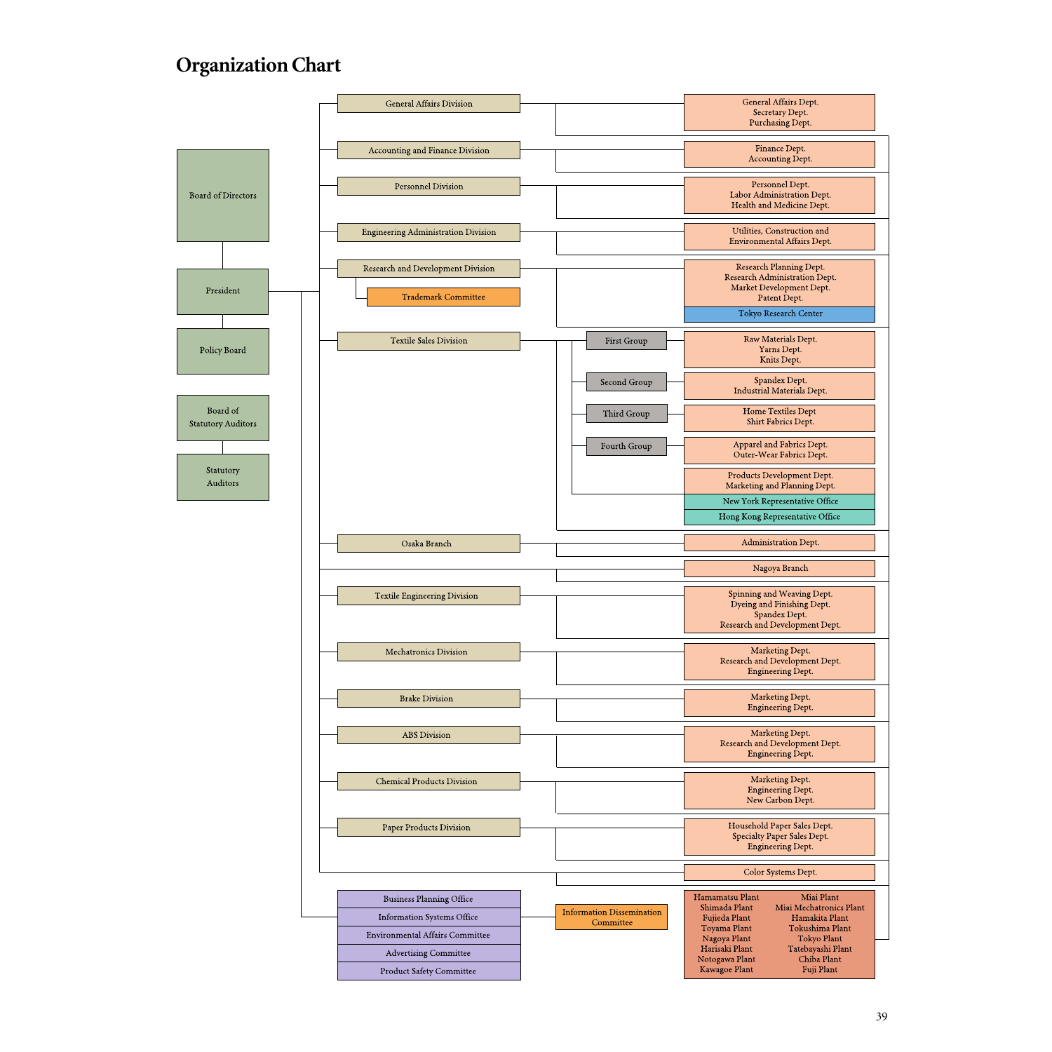# Organization Chart

- Board of Directors
  - President
    - Policy Board
- Board of Statutory Auditors
  - Statutory Auditors

**President**

- General Affairs Division
  - General Affairs Dept.
  - Secretary Dept.
  - Purchasing Dept.
- Accounting and Finance Division
  - Finance Dept.
  - Accounting Dept.
- Personnel Division
  - Personnel Dept.
  - Labor Administration Dept.
  - Health and Medicine Dept.
- Engineering Administration Division
  - Utilities, Construction and Environmental Affairs Dept.
- Research and Development Division
  - Trademark Committee
  - Research Planning Dept.
  - Research Administration Dept.
  - Market Development Dept.
  - Patent Dept.
  - Tokyo Research Center
- Textile Sales Division
  - First Group
    - Raw Materials Dept.
    - Yarns Dept.
    - Knits Dept.
  - Second Group
    - Spandex Dept.
    - Industrial Materials Dept.
  - Third Group
    - Home Textiles Dept
    - Shirt Fabrics Dept.
  - Fourth Group
    - Apparel and Fabrics Dept.
    - Outer-Wear Fabrics Dept.
  - Products Development Dept.
  - Marketing and Planning Dept.
  - New York Representative Office
  - Hong Kong Representative Office
- Osaka Branch
  - Administration Dept.
- Nagoya Branch
- Textile Engineering Division
  - Spinning and Weaving Dept.
  - Dyeing and Finishing Dept.
  - Spandex Dept.
  - Research and Development Dept.
- Mechatronics Division
  - Marketing Dept.
  - Research and Development Dept.
  - Engineering Dept.
- Brake Division
  - Marketing Dept.
  - Engineering Dept.
- ABS Division
  - Marketing Dept.
  - Research and Development Dept.
  - Engineering Dept.
- Chemical Products Division
  - Marketing Dept.
  - Engineering Dept.
  - New Carbon Dept.
- Paper Products Division
  - Household Paper Sales Dept.
  - Specialty Paper Sales Dept.
  - Engineering Dept.
- Color Systems Dept.
- Business Planning Office
- Information Systems Office
- Environmental Affairs Committee
- Advertising Committee
- Product Safety Committee
  - Information Dissemination Committee

**Plants**

| | |
|---|---|
| Hamamatsu Plant | Miai Plant |
| Shimada Plant | Miai Mechatronics Plant |
| Fujieda Plant | Hamakita Plant |
| Toyama Plant | Tokushima Plant |
| Nagoya Plant | Tokyo Plant |
| Harisaki Plant | Tatebayashi Plant |
| Notogawa Plant | Chiba Plant |
| Kawagoe Plant | Fuji Plant |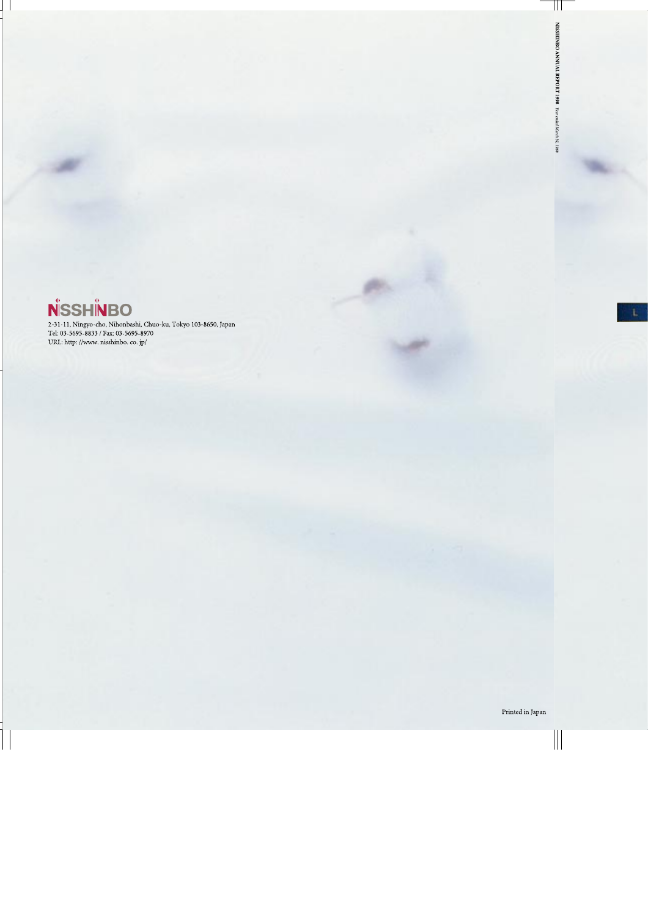NISSHINBO

2-31-11, Ningyo-cho, Nihonbashi, Chuo-ku, Tokyo 103-8650, Japan
Tel: 03-5695-8833 / Fax: 03-5695-8970
URL: http://www. nisshinbo. co. jp/

Printed in Japan